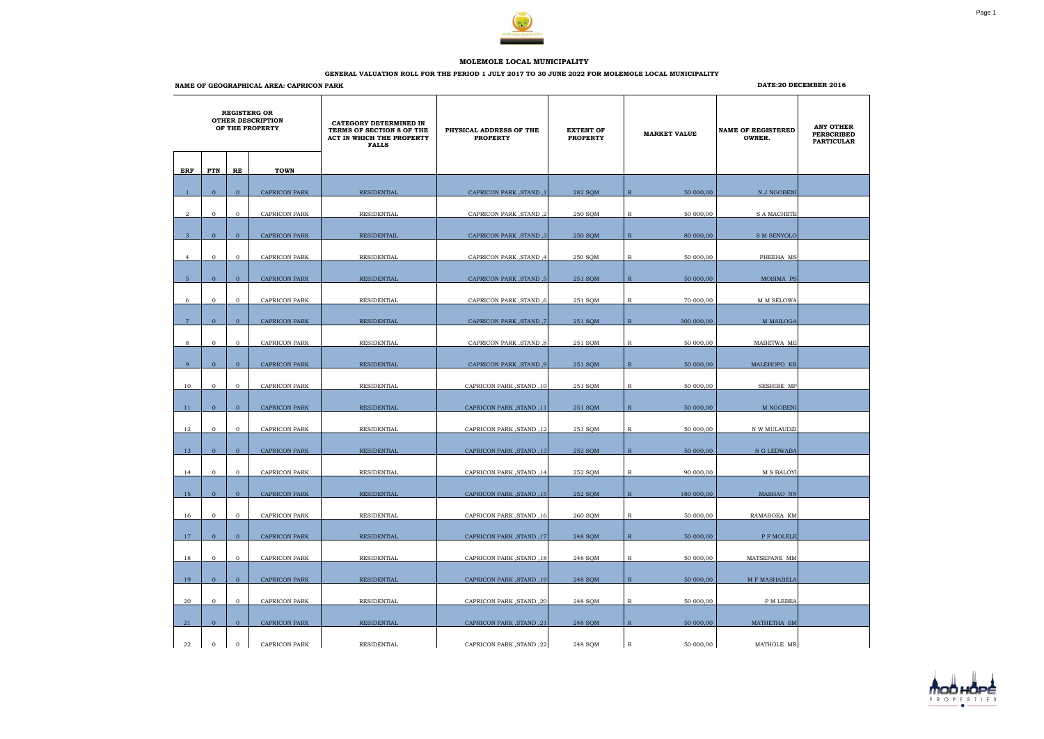**MOLEMOLE LOCAL MUNICIPALITY**

**GENERAL VALUATION ROLL FOR THE PERIOD 1 JULY 2017 TO 30 JUNE 2022 FOR MOLEMOLE LOCAL MUNICIPALITY**

**NAME OF GEOGRAPHICAL AREA: CAPRICON PARK**

**DATE:20 DECEMBER 2016**

| REGISTERG OR OTHER DESCRIPTION OF THE PROPERTY | | | | CATEGORY DETERMINED IN TERMS OF SECTION 8 OF THE ACT IN WHICH THE PROPERTY FALLS | PHYSICAL ADDRESS OF THE PROPERTY | EXTENT OF PROPERTY | MARKET VALUE | | NAME OF REGISTERED OWNER. | ANY OTHER PERSCRIBED PARTICULAR |
|---|---|---|---|---|---|---|---|---|---|---|
| ERF | PTN | RE | TOWN | | | | | | | |
| 1 | 0 | 0 | CAPRICON PARK | RESIDENTIAL | CAPRICON PARK ,STAND ,1 | 282 SQM | R | 50 000,00 | N J NGOBENI | |
| 2 | 0 | 0 | CAPRICON PARK | RESIDENTIAL | CAPRICON PARK ,STAND ,2 | 250 SQM | R | 50 000,00 | S A MACHETE | |
| 3 | 0 | 0 | CAPRICON PARK | RESIDENTAIL | CAPRICON PARK ,STAND ,3 | 250 SQM | R | 80 000,00 | S M SENYOLO | |
| 4 | 0 | 0 | CAPRICON PARK | RESIDENTIAL | CAPRICON PARK ,STAND ,4 | 250 SQM | R | 50 000,00 | PHEEHA MS | |
| 5 | 0 | 0 | CAPRICON PARK | RESIDENTIAL | CAPRICON PARK ,STAND ,5 | 251 SQM | R | 50 000,00 | MOSIMA PS | |
| 6 | 0 | 0 | CAPRICON PARK | RESIDENTIAL | CAPRICON PARK ,STAND ,6 | 251 SQM | R | 70 000,00 | M M SELOWA | |
| 7 | 0 | 0 | CAPRICON PARK | RESIDENTIAL | CAPRICON PARK ,STAND ,7 | 251 SQM | R | 300 000,00 | M MAILOGA | |
| 8 | 0 | 0 | CAPRICON PARK | RESIDENTIAL | CAPRICON PARK ,STAND ,8 | 251 SQM | R | 50 000,00 | MABETWA ME | |
| 9 | 0 | 0 | CAPRICON PARK | RESIDENTIAL | CAPRICON PARK ,STAND ,9 | 251 SQM | R | 50 000,00 | MALEHOPO KB | |
| 10 | 0 | 0 | CAPRICON PARK | RESIDENTIAL | CAPRICON PARK ,STAND ,10 | 251 SQM | R | 50 000,00 | SESHIBE MP | |
| 11 | 0 | 0 | CAPRICON PARK | RESIDENTIAL | CAPRICON PARK ,STAND ,11 | 251 SQM | R | 50 000,00 | M NGOBENI | |
| 12 | 0 | 0 | CAPRICON PARK | RESIDENTIAL | CAPRICON PARK ,STAND ,12 | 251 SQM | R | 50 000,00 | N W MULAUDZI | |
| 13 | 0 | 0 | CAPRICON PARK | RESIDENTIAL | CAPRICON PARK ,STAND ,13 | 252 SQM | R | 50 000,00 | N G LEDWABA | |
| 14 | 0 | 0 | CAPRICON PARK | RESIDENTIAL | CAPRICON PARK ,STAND ,14 | 252 SQM | R | 90 000,00 | M S BALOYI | |
| 15 | 0 | 0 | CAPRICON PARK | RESIDENTIAL | CAPRICON PARK ,STAND ,15 | 252 SQM | R | 180 000,00 | MASHAO NN | |
| 16 | 0 | 0 | CAPRICON PARK | RESIDENTIAL | CAPRICON PARK ,STAND ,16 | 260 SQM | R | 50 000,00 | RAMABOEA KM | |
| 17 | 0 | 0 | CAPRICON PARK | RESIDENTIAL | CAPRICON PARK ,STAND ,17 | 248 SQM | R | 50 000,00 | P F MOLELE | |
| 18 | 0 | 0 | CAPRICON PARK | RESIDENTIAL | CAPRICON PARK ,STAND ,18 | 248 SQM | R | 50 000,00 | MATSEPANE MM | |
| 19 | 0 | 0 | CAPRICON PARK | RESIDENTIAL | CAPRICON PARK ,STAND ,19 | 248 SQM | R | 50 000,00 | M F MASHABELA | |
| 20 | 0 | 0 | CAPRICON PARK | RESIDENTIAL | CAPRICON PARK ,STAND ,20 | 248 SQM | R | 50 000,00 | P M LEBEA | |
| 21 | 0 | 0 | CAPRICON PARK | RESIDENTIAL | CAPRICON PARK ,STAND ,21 | 248 SQM | R | 50 000,00 | MATHETHA SM | |
| 22 | 0 | 0 | CAPRICON PARK | RESIDENTIAL | CAPRICON PARK ,STAND ,22 | 248 SQM | R | 50 000,00 | MATHOLE MR | |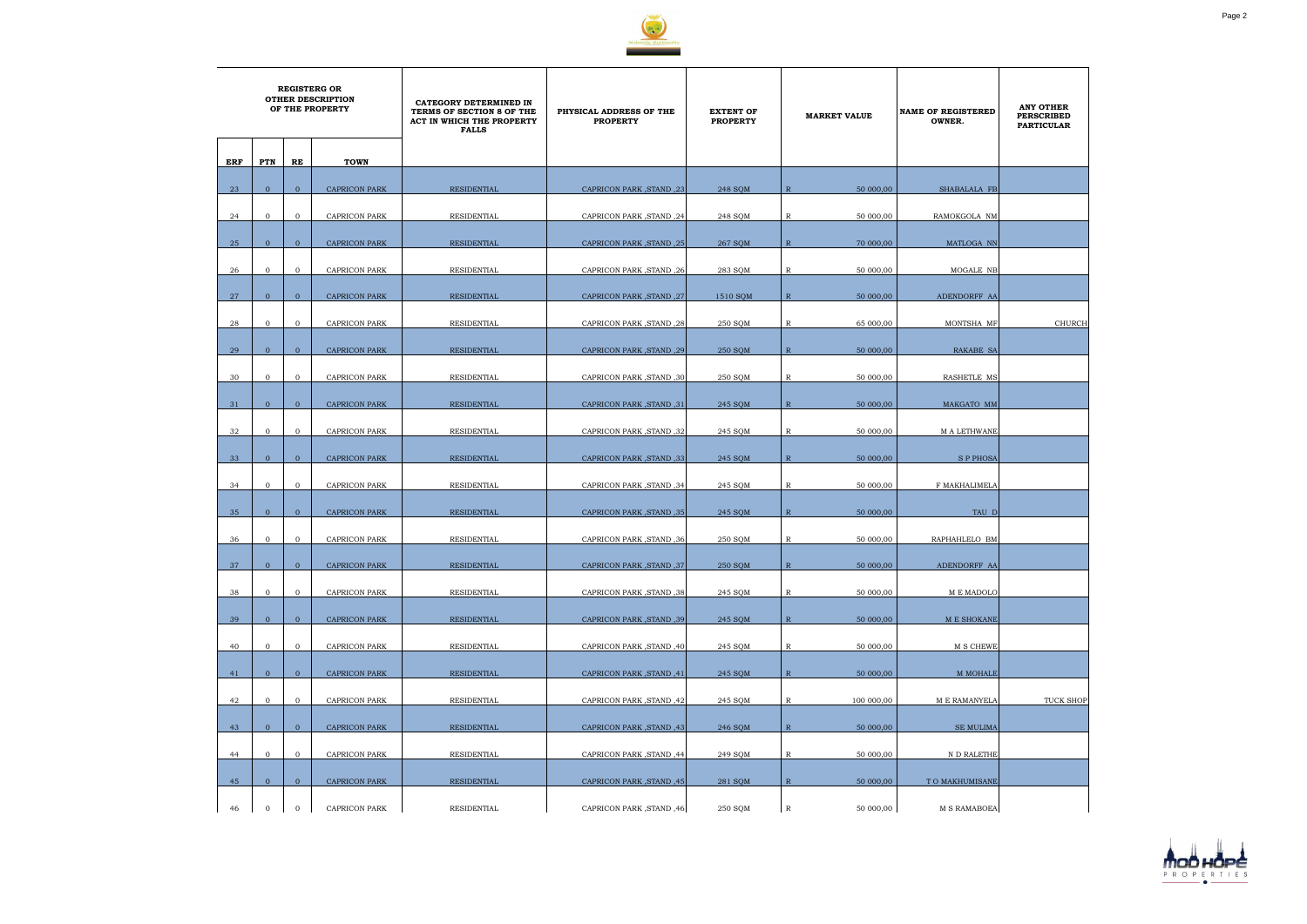| REGISTERG OR OTHER DESCRIPTION OF THE PROPERTY | | | | CATEGORY DETERMINED IN TERMS OF SECTION 8 OF THE ACT IN WHICH THE PROPERTY FALLS | PHYSICAL ADDRESS OF THE PROPERTY | EXTENT OF PROPERTY | MARKET VALUE | | NAME OF REGISTERED OWNER. | ANY OTHER PERSCRIBED PARTICULAR |
|---|---|---|---|---|---|---|---|---|---|---|
| ERF | PTN | RE | TOWN | | | | | | | |
| 23 | 0 | 0 | CAPRICON PARK | RESIDENTIAL | CAPRICON PARK ,STAND ,23 | 248 SQM | R | 50 000,00 | SHABALALA FB | |
| 24 | 0 | 0 | CAPRICON PARK | RESIDENTIAL | CAPRICON PARK ,STAND ,24 | 248 SQM | R | 50 000,00 | RAMOKGOLA NM | |
| 25 | 0 | 0 | CAPRICON PARK | RESIDENTIAL | CAPRICON PARK ,STAND ,25 | 267 SQM | R | 70 000,00 | MATLOGA NN | |
| 26 | 0 | 0 | CAPRICON PARK | RESIDENTIAL | CAPRICON PARK ,STAND ,26 | 283 SQM | R | 50 000,00 | MOGALE NB | |
| 27 | 0 | 0 | CAPRICON PARK | RESIDENTIAL | CAPRICON PARK ,STAND ,27 | 1510 SQM | R | 50 000,00 | ADENDORFF AA | |
| 28 | 0 | 0 | CAPRICON PARK | RESIDENTIAL | CAPRICON PARK ,STAND ,28 | 250 SQM | R | 65 000,00 | MONTSHA MF | CHURCH |
| 29 | 0 | 0 | CAPRICON PARK | RESIDENTIAL | CAPRICON PARK ,STAND ,29 | 250 SQM | R | 50 000,00 | RAKABE SA | |
| 30 | 0 | 0 | CAPRICON PARK | RESIDENTIAL | CAPRICON PARK ,STAND ,30 | 250 SQM | R | 50 000,00 | RASHETLE MS | |
| 31 | 0 | 0 | CAPRICON PARK | RESIDENTIAL | CAPRICON PARK ,STAND ,31 | 245 SQM | R | 50 000,00 | MAKGATO MM | |
| 32 | 0 | 0 | CAPRICON PARK | RESIDENTIAL | CAPRICON PARK ,STAND ,32 | 245 SQM | R | 50 000,00 | M A LETHWANE | |
| 33 | 0 | 0 | CAPRICON PARK | RESIDENTIAL | CAPRICON PARK ,STAND ,33 | 245 SQM | R | 50 000,00 | S P PHOSA | |
| 34 | 0 | 0 | CAPRICON PARK | RESIDENTIAL | CAPRICON PARK ,STAND ,34 | 245 SQM | R | 50 000,00 | F MAKHALIMELA | |
| 35 | 0 | 0 | CAPRICON PARK | RESIDENTIAL | CAPRICON PARK ,STAND ,35 | 245 SQM | R | 50 000,00 | TAU D | |
| 36 | 0 | 0 | CAPRICON PARK | RESIDENTIAL | CAPRICON PARK ,STAND ,36 | 250 SQM | R | 50 000,00 | RAPHAHLELO BM | |
| 37 | 0 | 0 | CAPRICON PARK | RESIDENTIAL | CAPRICON PARK ,STAND ,37 | 250 SQM | R | 50 000,00 | ADENDORFF AA | |
| 38 | 0 | 0 | CAPRICON PARK | RESIDENTIAL | CAPRICON PARK ,STAND ,38 | 245 SQM | R | 50 000,00 | M E MADOLO | |
| 39 | 0 | 0 | CAPRICON PARK | RESIDENTIAL | CAPRICON PARK ,STAND ,39 | 245 SQM | R | 50 000,00 | M E SHOKANE | |
| 40 | 0 | 0 | CAPRICON PARK | RESIDENTIAL | CAPRICON PARK ,STAND ,40 | 245 SQM | R | 50 000,00 | M S CHEWE | |
| 41 | 0 | 0 | CAPRICON PARK | RESIDENTIAL | CAPRICON PARK ,STAND ,41 | 245 SQM | R | 50 000,00 | M MOHALE | |
| 42 | 0 | 0 | CAPRICON PARK | RESIDENTIAL | CAPRICON PARK ,STAND ,42 | 245 SQM | R | 100 000,00 | M E RAMANYELA | TUCK SHOP |
| 43 | 0 | 0 | CAPRICON PARK | RESIDENTIAL | CAPRICON PARK ,STAND ,43 | 246 SQM | R | 50 000,00 | SE MULIMA | |
| 44 | 0 | 0 | CAPRICON PARK | RESIDENTIAL | CAPRICON PARK ,STAND ,44 | 249 SQM | R | 50 000,00 | N D RALETHE | |
| 45 | 0 | 0 | CAPRICON PARK | RESIDENTIAL | CAPRICON PARK ,STAND ,45 | 281 SQM | R | 50 000,00 | T O MAKHUMISANE | |
| 46 | 0 | 0 | CAPRICON PARK | RESIDENTIAL | CAPRICON PARK ,STAND ,46 | 250 SQM | R | 50 000,00 | M S RAMABOEA | |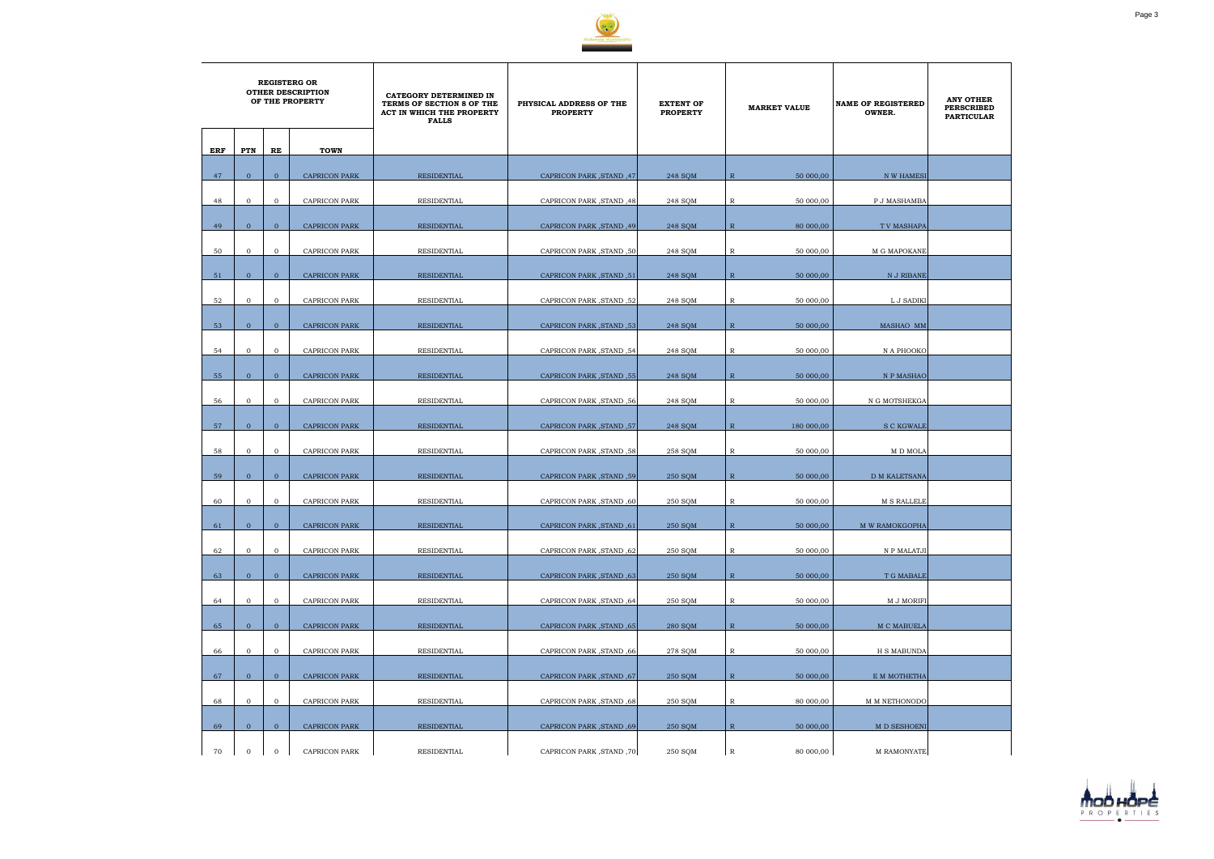| REGISTERG OR OTHER DESCRIPTION OF THE PROPERTY | | | | CATEGORY DETERMINED IN TERMS OF SECTION 8 OF THE ACT IN WHICH THE PROPERTY FALLS | PHYSICAL ADDRESS OF THE PROPERTY | EXTENT OF PROPERTY | MARKET VALUE | NAME OF REGISTERED OWNER. | ANY OTHER PERSCRIBED PARTICULAR |
|---|---|---|---|---|---|---|---|---|---|
| ERF | PTN | RE | TOWN | | | | | | |
| 47 | 0 | 0 | CAPRICON PARK | RESIDENTIAL | CAPRICON PARK ,STAND ,47 | 248 SQM | R 50 000,00 | N W HAMESI | |
| 48 | 0 | 0 | CAPRICON PARK | RESIDENTIAL | CAPRICON PARK ,STAND ,48 | 248 SQM | R 50 000,00 | P J MASHAMBA | |
| 49 | 0 | 0 | CAPRICON PARK | RESIDENTIAL | CAPRICON PARK ,STAND ,49 | 248 SQM | R 80 000,00 | T V MASHAPA | |
| 50 | 0 | 0 | CAPRICON PARK | RESIDENTIAL | CAPRICON PARK ,STAND ,50 | 248 SQM | R 50 000,00 | M G MAPOKANE | |
| 51 | 0 | 0 | CAPRICON PARK | RESIDENTIAL | CAPRICON PARK ,STAND ,51 | 248 SQM | R 50 000,00 | N J RIBANE | |
| 52 | 0 | 0 | CAPRICON PARK | RESIDENTIAL | CAPRICON PARK ,STAND ,52 | 248 SQM | R 50 000,00 | L J SADIKI | |
| 53 | 0 | 0 | CAPRICON PARK | RESIDENTIAL | CAPRICON PARK ,STAND ,53 | 248 SQM | R 50 000,00 | MASHAO MM | |
| 54 | 0 | 0 | CAPRICON PARK | RESIDENTIAL | CAPRICON PARK ,STAND ,54 | 248 SQM | R 50 000,00 | N A PHOOKO | |
| 55 | 0 | 0 | CAPRICON PARK | RESIDENTIAL | CAPRICON PARK ,STAND ,55 | 248 SQM | R 50 000,00 | N P MASHAO | |
| 56 | 0 | 0 | CAPRICON PARK | RESIDENTIAL | CAPRICON PARK ,STAND ,56 | 248 SQM | R 50 000,00 | N G MOTSHEKGA | |
| 57 | 0 | 0 | CAPRICON PARK | RESIDENTIAL | CAPRICON PARK ,STAND ,57 | 248 SQM | R 180 000,00 | S C KGWALE | |
| 58 | 0 | 0 | CAPRICON PARK | RESIDENTIAL | CAPRICON PARK ,STAND ,58 | 258 SQM | R 50 000,00 | M D MOLA | |
| 59 | 0 | 0 | CAPRICON PARK | RESIDENTIAL | CAPRICON PARK ,STAND ,59 | 250 SQM | R 50 000,00 | D M KALETSANA | |
| 60 | 0 | 0 | CAPRICON PARK | RESIDENTIAL | CAPRICON PARK ,STAND ,60 | 250 SQM | R 50 000,00 | M S RALLELE | |
| 61 | 0 | 0 | CAPRICON PARK | RESIDENTIAL | CAPRICON PARK ,STAND ,61 | 250 SQM | R 50 000,00 | M W RAMOKGOPHA | |
| 62 | 0 | 0 | CAPRICON PARK | RESIDENTIAL | CAPRICON PARK ,STAND ,62 | 250 SQM | R 50 000,00 | N P MALATJI | |
| 63 | 0 | 0 | CAPRICON PARK | RESIDENTIAL | CAPRICON PARK ,STAND ,63 | 250 SQM | R 50 000,00 | T G MABALE | |
| 64 | 0 | 0 | CAPRICON PARK | RESIDENTIAL | CAPRICON PARK ,STAND ,64 | 250 SQM | R 50 000,00 | M J MORIFI | |
| 65 | 0 | 0 | CAPRICON PARK | RESIDENTIAL | CAPRICON PARK ,STAND ,65 | 280 SQM | R 50 000,00 | M C MABUELA | |
| 66 | 0 | 0 | CAPRICON PARK | RESIDENTIAL | CAPRICON PARK ,STAND ,66 | 278 SQM | R 50 000,00 | H S MABUNDA | |
| 67 | 0 | 0 | CAPRICON PARK | RESIDENTIAL | CAPRICON PARK ,STAND ,67 | 250 SQM | R 50 000,00 | E M MOTHETHA | |
| 68 | 0 | 0 | CAPRICON PARK | RESIDENTIAL | CAPRICON PARK ,STAND ,68 | 250 SQM | R 80 000,00 | M M NETHONODO | |
| 69 | 0 | 0 | CAPRICON PARK | RESIDENTIAL | CAPRICON PARK ,STAND ,69 | 250 SQM | R 50 000,00 | M D SESHOENI | |
| 70 | 0 | 0 | CAPRICON PARK | RESIDENTIAL | CAPRICON PARK ,STAND ,70 | 250 SQM | R 80 000,00 | M RAMONYATE | |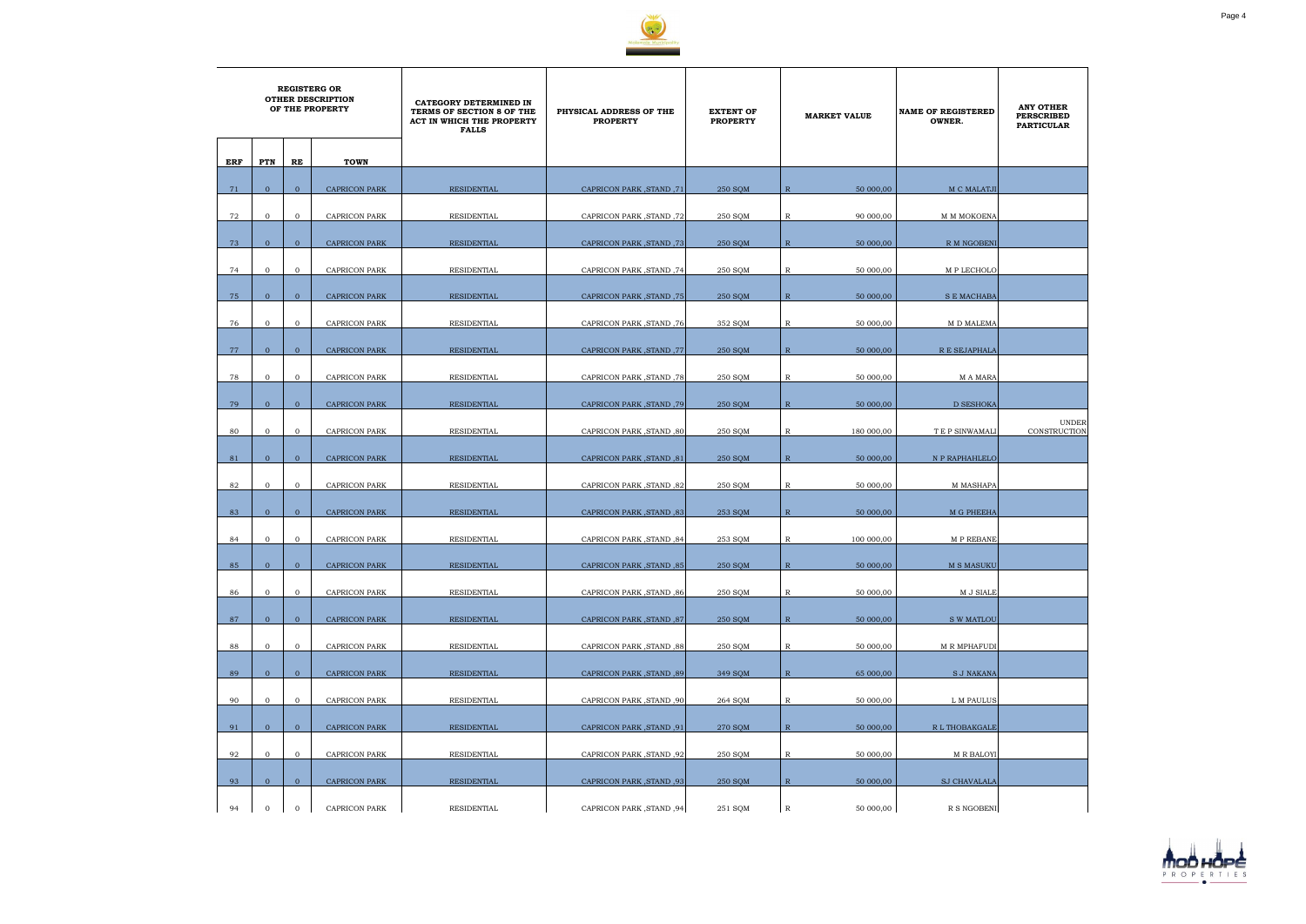| REGISTERG OR OTHER DESCRIPTION OF THE PROPERTY | | | | CATEGORY DETERMINED IN TERMS OF SECTION 8 OF THE ACT IN WHICH THE PROPERTY FALLS | PHYSICAL ADDRESS OF THE PROPERTY | EXTENT OF PROPERTY | MARKET VALUE | | NAME OF REGISTERED OWNER. | ANY OTHER PERSCRIBED PARTICULAR |
|---|---|---|---|---|---|---|---|---|---|---|
| ERF | PTN | RE | TOWN | | | | | | | |
| 71 | 0 | 0 | CAPRICON PARK | RESIDENTIAL | CAPRICON PARK ,STAND ,71 | 250 SQM | R | 50 000,00 | M C MALATJI | |
| 72 | 0 | 0 | CAPRICON PARK | RESIDENTIAL | CAPRICON PARK ,STAND ,72 | 250 SQM | R | 90 000,00 | M M MOKOENA | |
| 73 | 0 | 0 | CAPRICON PARK | RESIDENTIAL | CAPRICON PARK ,STAND ,73 | 250 SQM | R | 50 000,00 | R M NGOBENI | |
| 74 | 0 | 0 | CAPRICON PARK | RESIDENTIAL | CAPRICON PARK ,STAND ,74 | 250 SQM | R | 50 000,00 | M P LECHOLO | |
| 75 | 0 | 0 | CAPRICON PARK | RESIDENTIAL | CAPRICON PARK ,STAND ,75 | 250 SQM | R | 50 000,00 | S E MACHABA | |
| 76 | 0 | 0 | CAPRICON PARK | RESIDENTIAL | CAPRICON PARK ,STAND ,76 | 352 SQM | R | 50 000,00 | M D MALEMA | |
| 77 | 0 | 0 | CAPRICON PARK | RESIDENTIAL | CAPRICON PARK ,STAND ,77 | 250 SQM | R | 50 000,00 | R E SEJAPHALA | |
| 78 | 0 | 0 | CAPRICON PARK | RESIDENTIAL | CAPRICON PARK ,STAND ,78 | 250 SQM | R | 50 000,00 | M A MARA | |
| 79 | 0 | 0 | CAPRICON PARK | RESIDENTIAL | CAPRICON PARK ,STAND ,79 | 250 SQM | R | 50 000,00 | D SESHOKA | |
| 80 | 0 | 0 | CAPRICON PARK | RESIDENTIAL | CAPRICON PARK ,STAND ,80 | 250 SQM | R | 180 000,00 | T E P SINWAMALI | UNDER CONSTRUCTION |
| 81 | 0 | 0 | CAPRICON PARK | RESIDENTIAL | CAPRICON PARK ,STAND ,81 | 250 SQM | R | 50 000,00 | N P RAPHAHLELO | |
| 82 | 0 | 0 | CAPRICON PARK | RESIDENTIAL | CAPRICON PARK ,STAND ,82 | 250 SQM | R | 50 000,00 | M MASHAPA | |
| 83 | 0 | 0 | CAPRICON PARK | RESIDENTIAL | CAPRICON PARK ,STAND ,83 | 253 SQM | R | 50 000,00 | M G PHEEHA | |
| 84 | 0 | 0 | CAPRICON PARK | RESIDENTIAL | CAPRICON PARK ,STAND ,84 | 253 SQM | R | 100 000,00 | M P REBANE | |
| 85 | 0 | 0 | CAPRICON PARK | RESIDENTIAL | CAPRICON PARK ,STAND ,85 | 250 SQM | R | 50 000,00 | M S MASUKU | |
| 86 | 0 | 0 | CAPRICON PARK | RESIDENTIAL | CAPRICON PARK ,STAND ,86 | 250 SQM | R | 50 000,00 | M J SIALE | |
| 87 | 0 | 0 | CAPRICON PARK | RESIDENTIAL | CAPRICON PARK ,STAND ,87 | 250 SQM | R | 50 000,00 | S W MATLOU | |
| 88 | 0 | 0 | CAPRICON PARK | RESIDENTIAL | CAPRICON PARK ,STAND ,88 | 250 SQM | R | 50 000,00 | M R MPHAFUDI | |
| 89 | 0 | 0 | CAPRICON PARK | RESIDENTIAL | CAPRICON PARK ,STAND ,89 | 349 SQM | R | 65 000,00 | S J NAKANA | |
| 90 | 0 | 0 | CAPRICON PARK | RESIDENTIAL | CAPRICON PARK ,STAND ,90 | 264 SQM | R | 50 000,00 | L M PAULUS | |
| 91 | 0 | 0 | CAPRICON PARK | RESIDENTIAL | CAPRICON PARK ,STAND ,91 | 270 SQM | R | 50 000,00 | R L THOBAKGALE | |
| 92 | 0 | 0 | CAPRICON PARK | RESIDENTIAL | CAPRICON PARK ,STAND ,92 | 250 SQM | R | 50 000,00 | M R BALOYI | |
| 93 | 0 | 0 | CAPRICON PARK | RESIDENTIAL | CAPRICON PARK ,STAND ,93 | 250 SQM | R | 50 000,00 | SJ CHAVALALA | |
| 94 | 0 | 0 | CAPRICON PARK | RESIDENTIAL | CAPRICON PARK ,STAND ,94 | 251 SQM | R | 50 000,00 | R S NGOBENI | |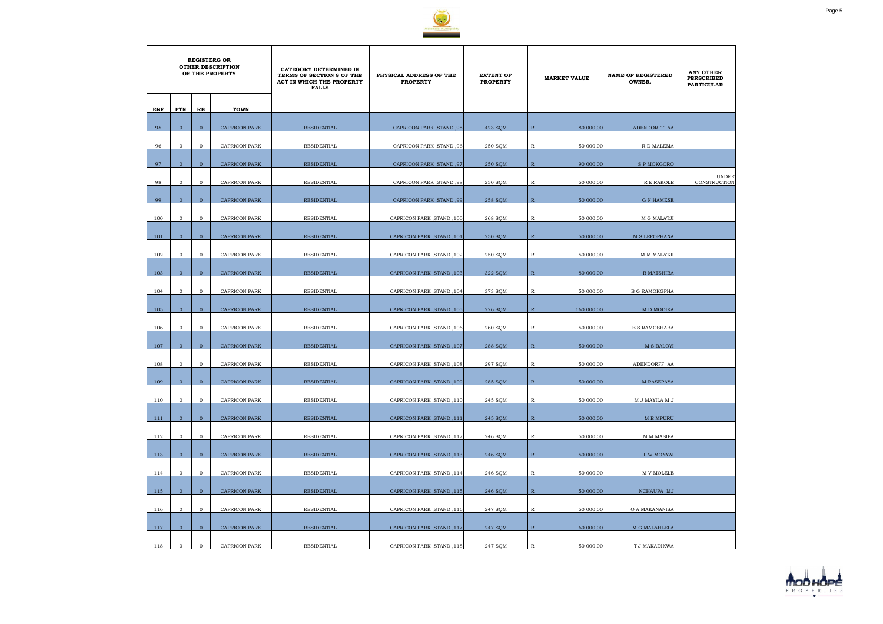| REGISTERG OR OTHER DESCRIPTION OF THE PROPERTY | | | | CATEGORY DETERMINED IN TERMS OF SECTION 8 OF THE ACT IN WHICH THE PROPERTY FALLS | PHYSICAL ADDRESS OF THE PROPERTY | EXTENT OF PROPERTY | MARKET VALUE | NAME OF REGISTERED OWNER. | ANY OTHER PERSCRIBED PARTICULAR |
|---|---|---|---|---|---|---|---|---|---|
| ERF | PTN | RE | TOWN | | | | | | |
| 95 | 0 | 0 | CAPRICON PARK | RESIDENTIAL | CAPRICON PARK ,STAND ,95 | 423 SQM | R 80 000,00 | ADENDORFF AA | |
| 96 | 0 | 0 | CAPRICON PARK | RESIDENTIAL | CAPRICON PARK ,STAND ,96 | 250 SQM | R 50 000,00 | R D MALEMA | |
| 97 | 0 | 0 | CAPRICON PARK | RESIDENTIAL | CAPRICON PARK ,STAND ,97 | 250 SQM | R 90 000,00 | S P MOKGORO | |
| 98 | 0 | 0 | CAPRICON PARK | RESIDENTIAL | CAPRICON PARK ,STAND ,98 | 250 SQM | R 50 000,00 | R E RAKOLE | UNDER CONSTRUCTION |
| 99 | 0 | 0 | CAPRICON PARK | RESIDENTIAL | CAPRICON PARK ,STAND ,99 | 258 SQM | R 50 000,00 | G N HAMESE | |
| 100 | 0 | 0 | CAPRICON PARK | RESIDENTIAL | CAPRICON PARK ,STAND ,100 | 268 SQM | R 50 000,00 | M G MALATJI | |
| 101 | 0 | 0 | CAPRICON PARK | RESIDENTIAL | CAPRICON PARK ,STAND ,101 | 250 SQM | R 50 000,00 | M S LEFOPHANA | |
| 102 | 0 | 0 | CAPRICON PARK | RESIDENTIAL | CAPRICON PARK ,STAND ,102 | 250 SQM | R 50 000,00 | M M MALATJI | |
| 103 | 0 | 0 | CAPRICON PARK | RESIDENTIAL | CAPRICON PARK ,STAND ,103 | 322 SQM | R 80 000,00 | R MATSHIBA | |
| 104 | 0 | 0 | CAPRICON PARK | RESIDENTIAL | CAPRICON PARK ,STAND ,104 | 373 SQM | R 50 000,00 | B G RAMOKGPHA | |
| 105 | 0 | 0 | CAPRICON PARK | RESIDENTIAL | CAPRICON PARK ,STAND ,105 | 276 SQM | R 160 000,00 | M D MODIKA | |
| 106 | 0 | 0 | CAPRICON PARK | RESIDENTIAL | CAPRICON PARK ,STAND ,106 | 260 SQM | R 50 000,00 | E S RAMOSHABA | |
| 107 | 0 | 0 | CAPRICON PARK | RESIDENTIAL | CAPRICON PARK ,STAND ,107 | 288 SQM | R 50 000,00 | M S BALOYI | |
| 108 | 0 | 0 | CAPRICON PARK | RESIDENTIAL | CAPRICON PARK ,STAND ,108 | 297 SQM | R 50 000,00 | ADENDORFF AA | |
| 109 | 0 | 0 | CAPRICON PARK | RESIDENTIAL | CAPRICON PARK ,STAND ,109 | 285 SQM | R 50 000,00 | M RASEPAYA | |
| 110 | 0 | 0 | CAPRICON PARK | RESIDENTIAL | CAPRICON PARK ,STAND ,110 | 245 SQM | R 50 000,00 | M J MAYILA M J | |
| 111 | 0 | 0 | CAPRICON PARK | RESIDENTIAL | CAPRICON PARK ,STAND ,111 | 245 SQM | R 50 000,00 | M E MPURU | |
| 112 | 0 | 0 | CAPRICON PARK | RESIDENTIAL | CAPRICON PARK ,STAND ,112 | 246 SQM | R 50 000,00 | M M MASIPA | |
| 113 | 0 | 0 | CAPRICON PARK | RESIDENTIAL | CAPRICON PARK ,STAND ,113 | 246 SQM | R 50 000,00 | L W MONYAI | |
| 114 | 0 | 0 | CAPRICON PARK | RESIDENTIAL | CAPRICON PARK ,STAND ,114 | 246 SQM | R 50 000,00 | M V MOLELE | |
| 115 | 0 | 0 | CAPRICON PARK | RESIDENTIAL | CAPRICON PARK ,STAND ,115 | 246 SQM | R 50 000,00 | NCHAUPA MJ | |
| 116 | 0 | 0 | CAPRICON PARK | RESIDENTIAL | CAPRICON PARK ,STAND ,116 | 247 SQM | R 50 000,00 | O A MAKANANISA | |
| 117 | 0 | 0 | CAPRICON PARK | RESIDENTIAL | CAPRICON PARK ,STAND ,117 | 247 SQM | R 60 000,00 | M G MALAHLELA | |
| 118 | 0 | 0 | CAPRICON PARK | RESIDENTIAL | CAPRICON PARK ,STAND ,118 | 247 SQM | R 50 000,00 | T J MAKADIKWA | |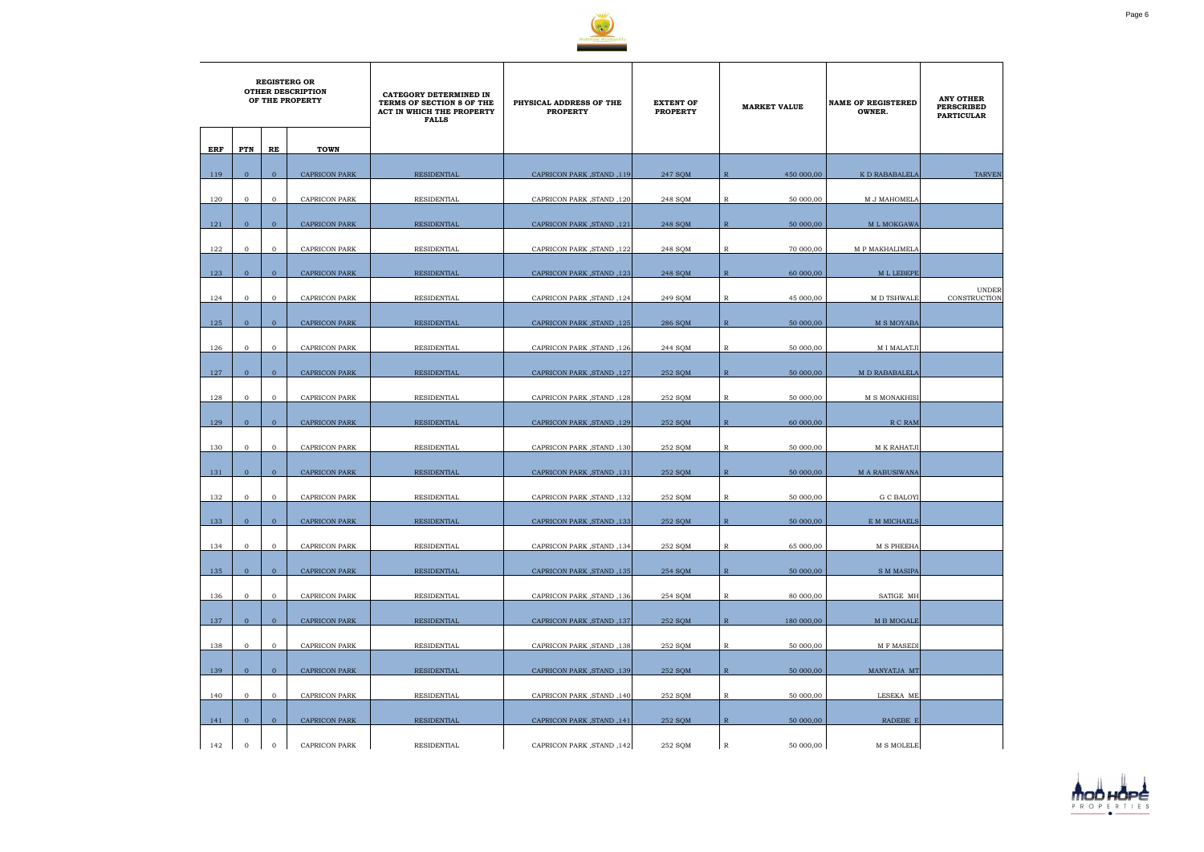| REGISTERG OR OTHER DESCRIPTION OF THE PROPERTY | | | | CATEGORY DETERMINED IN TERMS OF SECTION 8 OF THE ACT IN WHICH THE PROPERTY FALLS | PHYSICAL ADDRESS OF THE PROPERTY | EXTENT OF PROPERTY | MARKET VALUE | NAME OF REGISTERED OWNER. | ANY OTHER PERSCRIBED PARTICULAR |
|---|---|---|---|---|---|---|---|---|---|
| ERF | PTN | RE | TOWN | | | | | | |
| 119 | 0 | 0 | CAPRICON PARK | RESIDENTIAL | CAPRICON PARK ,STAND ,119 | 247 SQM | R 450 000,00 | K D RABABALELA | TARVEN |
| 120 | 0 | 0 | CAPRICON PARK | RESIDENTIAL | CAPRICON PARK ,STAND ,120 | 248 SQM | R 50 000,00 | M J MAHOMELA | |
| 121 | 0 | 0 | CAPRICON PARK | RESIDENTIAL | CAPRICON PARK ,STAND ,121 | 248 SQM | R 50 000,00 | M L MOKGAWA | |
| 122 | 0 | 0 | CAPRICON PARK | RESIDENTIAL | CAPRICON PARK ,STAND ,122 | 248 SQM | R 70 000,00 | M P MAKHALIMELA | |
| 123 | 0 | 0 | CAPRICON PARK | RESIDENTIAL | CAPRICON PARK ,STAND ,123 | 248 SQM | R 60 000,00 | M L LEBEPE | |
| 124 | 0 | 0 | CAPRICON PARK | RESIDENTIAL | CAPRICON PARK ,STAND ,124 | 249 SQM | R 45 000,00 | M D TSHWALE | UNDER CONSTRUCTION |
| 125 | 0 | 0 | CAPRICON PARK | RESIDENTIAL | CAPRICON PARK ,STAND ,125 | 286 SQM | R 50 000,00 | M S MOYABA | |
| 126 | 0 | 0 | CAPRICON PARK | RESIDENTIAL | CAPRICON PARK ,STAND ,126 | 244 SQM | R 50 000,00 | M I MALATJI | |
| 127 | 0 | 0 | CAPRICON PARK | RESIDENTIAL | CAPRICON PARK ,STAND ,127 | 252 SQM | R 50 000,00 | M D RABABALELA | |
| 128 | 0 | 0 | CAPRICON PARK | RESIDENTIAL | CAPRICON PARK ,STAND ,128 | 252 SQM | R 50 000,00 | M S MONAKHISI | |
| 129 | 0 | 0 | CAPRICON PARK | RESIDENTIAL | CAPRICON PARK ,STAND ,129 | 252 SQM | R 60 000,00 | R C RAM | |
| 130 | 0 | 0 | CAPRICON PARK | RESIDENTIAL | CAPRICON PARK ,STAND ,130 | 252 SQM | R 50 000,00 | M K RAHATJI | |
| 131 | 0 | 0 | CAPRICON PARK | RESIDENTIAL | CAPRICON PARK ,STAND ,131 | 252 SQM | R 50 000,00 | M A RABUSIWANA | |
| 132 | 0 | 0 | CAPRICON PARK | RESIDENTIAL | CAPRICON PARK ,STAND ,132 | 252 SQM | R 50 000,00 | G C BALOYI | |
| 133 | 0 | 0 | CAPRICON PARK | RESIDENTIAL | CAPRICON PARK ,STAND ,133 | 252 SQM | R 50 000,00 | E M MICHAELS | |
| 134 | 0 | 0 | CAPRICON PARK | RESIDENTIAL | CAPRICON PARK ,STAND ,134 | 252 SQM | R 65 000,00 | M S PHEEHA | |
| 135 | 0 | 0 | CAPRICON PARK | RESIDENTIAL | CAPRICON PARK ,STAND ,135 | 254 SQM | R 50 000,00 | S M MASIPA | |
| 136 | 0 | 0 | CAPRICON PARK | RESIDENTIAL | CAPRICON PARK ,STAND ,136 | 254 SQM | R 80 000,00 | SATIGE MH | |
| 137 | 0 | 0 | CAPRICON PARK | RESIDENTIAL | CAPRICON PARK ,STAND ,137 | 252 SQM | R 180 000,00 | M B MOGALE | |
| 138 | 0 | 0 | CAPRICON PARK | RESIDENTIAL | CAPRICON PARK ,STAND ,138 | 252 SQM | R 50 000,00 | M F MASEDI | |
| 139 | 0 | 0 | CAPRICON PARK | RESIDENTIAL | CAPRICON PARK ,STAND ,139 | 252 SQM | R 50 000,00 | MANYATJA MT | |
| 140 | 0 | 0 | CAPRICON PARK | RESIDENTIAL | CAPRICON PARK ,STAND ,140 | 252 SQM | R 50 000,00 | LESEKA ME | |
| 141 | 0 | 0 | CAPRICON PARK | RESIDENTIAL | CAPRICON PARK ,STAND ,141 | 252 SQM | R 50 000,00 | RADEBE E | |
| 142 | 0 | 0 | CAPRICON PARK | RESIDENTIAL | CAPRICON PARK ,STAND ,142 | 252 SQM | R 50 000,00 | M S MOLELE | |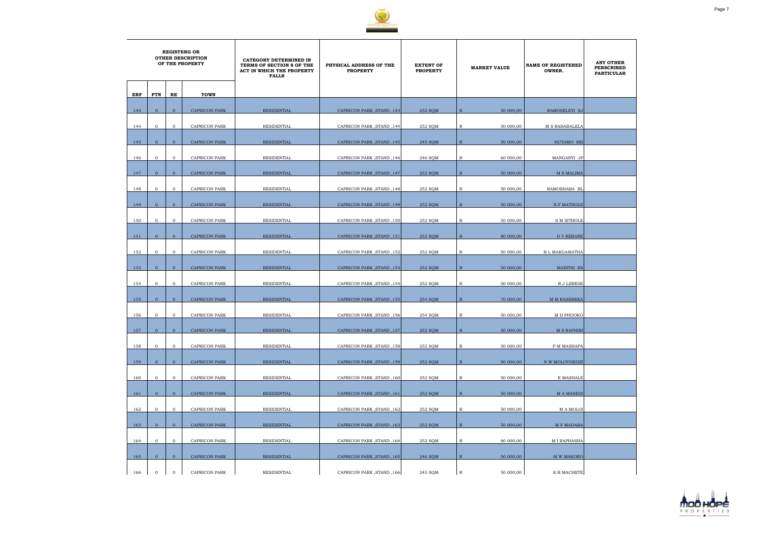| REGISTERG OR OTHER DESCRIPTION OF THE PROPERTY | | | | CATEGORY DETERMINED IN TERMS OF SECTION 8 OF THE ACT IN WHICH THE PROPERTY FALLS | PHYSICAL ADDRESS OF THE PROPERTY | EXTENT OF PROPERTY | MARKET VALUE | | NAME OF REGISTERED OWNER. | ANY OTHER PERSCRIBED PARTICULAR |
|---|---|---|---|---|---|---|---|---|---|---|
| ERF | PTN | RE | TOWN | | | | | | | |
| 143 | 0 | 0 | CAPRICON PARK | RESIDENTIAL | CAPRICON PARK ,STAND ,143 | 252 SQM | R | 50 000,00 | RAMOSELEYI SJ | |
| 144 | 0 | 0 | CAPRICON PARK | RESIDENTIAL | CAPRICON PARK ,STAND ,144 | 252 SQM | R | 50 000,00 | M S RABABALELA | |
| 145 | 0 | 0 | CAPRICON PARK | RESIDENTIAL | CAPRICON PARK ,STAND ,145 | 245 SQM | R | 50 000,00 | HUTAMO MB | |
| 146 | 0 | 0 | CAPRICON PARK | RESIDENTIAL | CAPRICON PARK ,STAND ,146 | 246 SQM | R | 60 000,00 | MANGANYI JP | |
| 147 | 0 | 0 | CAPRICON PARK | RESIDENTIAL | CAPRICON PARK ,STAND ,147 | 252 SQM | R | 50 000,00 | M S MALIMA | |
| 148 | 0 | 0 | CAPRICON PARK | RESIDENTIAL | CAPRICON PARK ,STAND ,148 | 252 SQM | R | 50 000,00 | RAMOSHABA BL | |
| 149 | 0 | 0 | CAPRICON PARK | RESIDENTIAL | CAPRICON PARK ,STAND ,149 | 252 SQM | R | 50 000,00 | N F MATHOLE | |
| 150 | 0 | 0 | CAPRICON PARK | RESIDENTIAL | CAPRICON PARK ,STAND ,150 | 252 SQM | R | 50 000,00 | S M SITHOLE | |
| 151 | 0 | 0 | CAPRICON PARK | RESIDENTIAL | CAPRICON PARK ,STAND ,151 | 252 SQM | R | 80 000,00 | D Y REBANE | |
| 152 | 0 | 0 | CAPRICON PARK | RESIDENTIAL | CAPRICON PARK ,STAND ,152 | 252 SQM | R | 50 000,00 | B L MAKGAMATHA | |
| 153 | 0 | 0 | CAPRICON PARK | RESIDENTIAL | CAPRICON PARK ,STAND ,153 | 252 SQM | R | 50 000,00 | MABITSI RS | |
| 154 | 0 | 0 | CAPRICON PARK | RESIDENTIAL | CAPRICON PARK ,STAND ,154 | 252 SQM | R | 50 000,00 | R J LEBESE | |
| 155 | 0 | 0 | CAPRICON PARK | RESIDENTIAL | CAPRICON PARK ,STAND ,155 | 254 SQM | R | 70 000,00 | M M RASEBEKA | |
| 156 | 0 | 0 | CAPRICON PARK | RESIDENTIAL | CAPRICON PARK ,STAND ,156 | 254 SQM | R | 50 000,00 | M D PHOOKO | |
| 157 | 0 | 0 | CAPRICON PARK | RESIDENTIAL | CAPRICON PARK ,STAND ,157 | 252 SQM | R | 50 000,00 | M S RAPHIRI | |
| 158 | 0 | 0 | CAPRICON PARK | RESIDENTIAL | CAPRICON PARK ,STAND ,158 | 252 SQM | R | 50 000,00 | P M MASHAPA | |
| 159 | 0 | 0 | CAPRICON PARK | RESIDENTIAL | CAPRICON PARK ,STAND ,159 | 252 SQM | R | 50 000,00 | N W MOLOVHEDZI | |
| 160 | 0 | 0 | CAPRICON PARK | RESIDENTIAL | CAPRICON PARK ,STAND ,160 | 252 SQM | R | 50 000,00 | E MASHALE | |
| 161 | 0 | 0 | CAPRICON PARK | RESIDENTIAL | CAPRICON PARK ,STAND ,161 | 252 SQM | R | 50 000,00 | M A MASEDI | |
| 162 | 0 | 0 | CAPRICON PARK | RESIDENTIAL | CAPRICON PARK ,STAND ,162 | 252 SQM | R | 50 000,00 | M A MOLOI | |
| 163 | 0 | 0 | CAPRICON PARK | RESIDENTIAL | CAPRICON PARK ,STAND ,163 | 252 SQM | R | 50 000,00 | M F MADABA | |
| 164 | 0 | 0 | CAPRICON PARK | RESIDENTIAL | CAPRICON PARK ,STAND ,164 | 252 SQM | R | 80 000,00 | M I RAPHASHA | |
| 165 | 0 | 0 | CAPRICON PARK | RESIDENTIAL | CAPRICON PARK ,STAND ,165 | 246 SQM | R | 50 000,00 | M W MAKORO | |
| 166 | 0 | 0 | CAPRICON PARK | RESIDENTIAL | CAPRICON PARK ,STAND ,166 | 245 SQM | R | 50 000,00 | K B MACHETE | |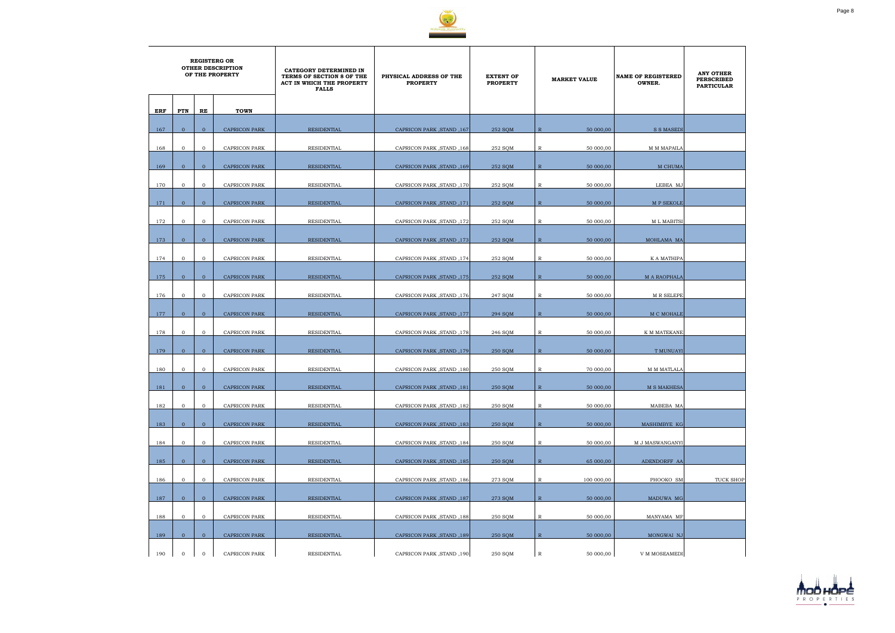| REGISTERG OR OTHER DESCRIPTION OF THE PROPERTY | | | | CATEGORY DETERMINED IN TERMS OF SECTION 8 OF THE ACT IN WHICH THE PROPERTY FALLS | PHYSICAL ADDRESS OF THE PROPERTY | EXTENT OF PROPERTY | MARKET VALUE | NAME OF REGISTERED OWNER. | ANY OTHER PERSCRIBED PARTICULAR |
|---|---|---|---|---|---|---|---|---|---|
| ERF | PTN | RE | TOWN | | | | | | |
| 167 | 0 | 0 | CAPRICON PARK | RESIDENTIAL | CAPRICON PARK ,STAND ,167 | 252 SQM | R 50 000,00 | S S MASEDI | |
| 168 | 0 | 0 | CAPRICON PARK | RESIDENTIAL | CAPRICON PARK ,STAND ,168 | 252 SQM | R 50 000,00 | M M MAPAILA | |
| 169 | 0 | 0 | CAPRICON PARK | RESIDENTIAL | CAPRICON PARK ,STAND ,169 | 252 SQM | R 50 000,00 | M CHUMA | |
| 170 | 0 | 0 | CAPRICON PARK | RESIDENTIAL | CAPRICON PARK ,STAND ,170 | 252 SQM | R 50 000,00 | LEBEA MJ | |
| 171 | 0 | 0 | CAPRICON PARK | RESIDENTIAL | CAPRICON PARK ,STAND ,171 | 252 SQM | R 50 000,00 | M P SEKOLE | |
| 172 | 0 | 0 | CAPRICON PARK | RESIDENTIAL | CAPRICON PARK ,STAND ,172 | 252 SQM | R 50 000,00 | M L MABITSI | |
| 173 | 0 | 0 | CAPRICON PARK | RESIDENTIAL | CAPRICON PARK ,STAND ,173 | 252 SQM | R 50 000,00 | MOHLAMA MA | |
| 174 | 0 | 0 | CAPRICON PARK | RESIDENTIAL | CAPRICON PARK ,STAND ,174 | 252 SQM | R 50 000,00 | K A MATHIPA | |
| 175 | 0 | 0 | CAPRICON PARK | RESIDENTIAL | CAPRICON PARK ,STAND ,175 | 252 SQM | R 50 000,00 | M A RAOPHALA | |
| 176 | 0 | 0 | CAPRICON PARK | RESIDENTIAL | CAPRICON PARK ,STAND ,176 | 247 SQM | R 50 000,00 | M R SELEPE | |
| 177 | 0 | 0 | CAPRICON PARK | RESIDENTIAL | CAPRICON PARK ,STAND ,177 | 294 SQM | R 50 000,00 | M C MOHALE | |
| 178 | 0 | 0 | CAPRICON PARK | RESIDENTIAL | CAPRICON PARK ,STAND ,178 | 246 SQM | R 50 000,00 | K M MATEKANE | |
| 179 | 0 | 0 | CAPRICON PARK | RESIDENTIAL | CAPRICON PARK ,STAND ,179 | 250 SQM | R 50 000,00 | T MUNUAYI | |
| 180 | 0 | 0 | CAPRICON PARK | RESIDENTIAL | CAPRICON PARK ,STAND ,180 | 250 SQM | R 70 000,00 | M M MATLALA | |
| 181 | 0 | 0 | CAPRICON PARK | RESIDENTIAL | CAPRICON PARK ,STAND ,181 | 250 SQM | R 50 000,00 | M S MAKHESA | |
| 182 | 0 | 0 | CAPRICON PARK | RESIDENTIAL | CAPRICON PARK ,STAND ,182 | 250 SQM | R 50 000,00 | MABEBA MA | |
| 183 | 0 | 0 | CAPRICON PARK | RESIDENTIAL | CAPRICON PARK ,STAND ,183 | 250 SQM | R 50 000,00 | MASHIMBYE KG | |
| 184 | 0 | 0 | CAPRICON PARK | RESIDENTIAL | CAPRICON PARK ,STAND ,184 | 250 SQM | R 50 000,00 | M J MASWANGANYI | |
| 185 | 0 | 0 | CAPRICON PARK | RESIDENTIAL | CAPRICON PARK ,STAND ,185 | 250 SQM | R 65 000,00 | ADENDORFF AA | |
| 186 | 0 | 0 | CAPRICON PARK | RESIDENTIAL | CAPRICON PARK ,STAND ,186 | 273 SQM | R 100 000,00 | PHOOKO SM | TUCK SHOP |
| 187 | 0 | 0 | CAPRICON PARK | RESIDENTIAL | CAPRICON PARK ,STAND ,187 | 273 SQM | R 50 000,00 | MADUWA MG | |
| 188 | 0 | 0 | CAPRICON PARK | RESIDENTIAL | CAPRICON PARK ,STAND ,188 | 250 SQM | R 50 000,00 | MANYAMA MF | |
| 189 | 0 | 0 | CAPRICON PARK | RESIDENTIAL | CAPRICON PARK ,STAND ,189 | 250 SQM | R 50 000,00 | MONGWAI NJ | |
| 190 | 0 | 0 | CAPRICON PARK | RESIDENTIAL | CAPRICON PARK ,STAND ,190 | 250 SQM | R 50 000,00 | V M MOSEAMEDI | |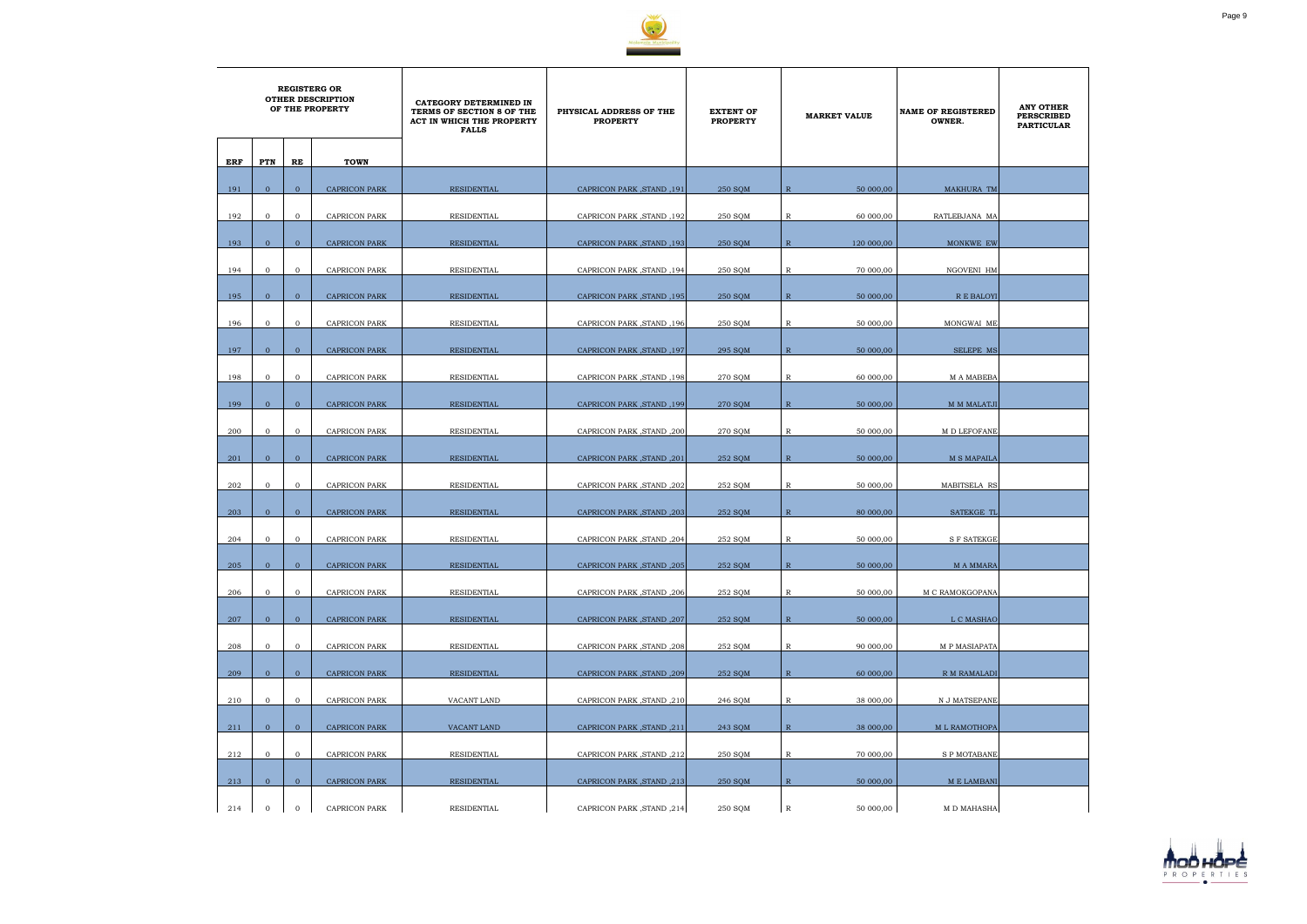| REGISTERG OR OTHER DESCRIPTION OF THE PROPERTY | | | | CATEGORY DETERMINED IN TERMS OF SECTION 8 OF THE ACT IN WHICH THE PROPERTY FALLS | PHYSICAL ADDRESS OF THE PROPERTY | EXTENT OF PROPERTY | MARKET VALUE | NAME OF REGISTERED OWNER. | ANY OTHER PERSCRIBED PARTICULAR |
|---|---|---|---|---|---|---|---|---|---|
| ERF | PTN | RE | TOWN | | | | | | |
| 191 | 0 | 0 | CAPRICON PARK | RESIDENTIAL | CAPRICON PARK ,STAND ,191 | 250 SQM | R 50 000,00 | MAKHURA TM | |
| 192 | 0 | 0 | CAPRICON PARK | RESIDENTIAL | CAPRICON PARK ,STAND ,192 | 250 SQM | R 60 000,00 | RATLEBJANA MA | |
| 193 | 0 | 0 | CAPRICON PARK | RESIDENTIAL | CAPRICON PARK ,STAND ,193 | 250 SQM | R 120 000,00 | MONKWE EW | |
| 194 | 0 | 0 | CAPRICON PARK | RESIDENTIAL | CAPRICON PARK ,STAND ,194 | 250 SQM | R 70 000,00 | NGOVENI HM | |
| 195 | 0 | 0 | CAPRICON PARK | RESIDENTIAL | CAPRICON PARK ,STAND ,195 | 250 SQM | R 50 000,00 | R E BALOYI | |
| 196 | 0 | 0 | CAPRICON PARK | RESIDENTIAL | CAPRICON PARK ,STAND ,196 | 250 SQM | R 50 000,00 | MONGWAI ME | |
| 197 | 0 | 0 | CAPRICON PARK | RESIDENTIAL | CAPRICON PARK ,STAND ,197 | 295 SQM | R 50 000,00 | SELEPE MS | |
| 198 | 0 | 0 | CAPRICON PARK | RESIDENTIAL | CAPRICON PARK ,STAND ,198 | 270 SQM | R 60 000,00 | M A MABEBA | |
| 199 | 0 | 0 | CAPRICON PARK | RESIDENTIAL | CAPRICON PARK ,STAND ,199 | 270 SQM | R 50 000,00 | M M MALATJI | |
| 200 | 0 | 0 | CAPRICON PARK | RESIDENTIAL | CAPRICON PARK ,STAND ,200 | 270 SQM | R 50 000,00 | M D LEFOFANE | |
| 201 | 0 | 0 | CAPRICON PARK | RESIDENTIAL | CAPRICON PARK ,STAND ,201 | 252 SQM | R 50 000,00 | M S MAPAILA | |
| 202 | 0 | 0 | CAPRICON PARK | RESIDENTIAL | CAPRICON PARK ,STAND ,202 | 252 SQM | R 50 000,00 | MABITSELA RS | |
| 203 | 0 | 0 | CAPRICON PARK | RESIDENTIAL | CAPRICON PARK ,STAND ,203 | 252 SQM | R 80 000,00 | SATEKGE TL | |
| 204 | 0 | 0 | CAPRICON PARK | RESIDENTIAL | CAPRICON PARK ,STAND ,204 | 252 SQM | R 50 000,00 | S F SATEKGE | |
| 205 | 0 | 0 | CAPRICON PARK | RESIDENTIAL | CAPRICON PARK ,STAND ,205 | 252 SQM | R 50 000,00 | M A MMARA | |
| 206 | 0 | 0 | CAPRICON PARK | RESIDENTIAL | CAPRICON PARK ,STAND ,206 | 252 SQM | R 50 000,00 | M C RAMOKGOPANA | |
| 207 | 0 | 0 | CAPRICON PARK | RESIDENTIAL | CAPRICON PARK ,STAND ,207 | 252 SQM | R 50 000,00 | L C MASHAO | |
| 208 | 0 | 0 | CAPRICON PARK | RESIDENTIAL | CAPRICON PARK ,STAND ,208 | 252 SQM | R 90 000,00 | M P MASIAPATA | |
| 209 | 0 | 0 | CAPRICON PARK | RESIDENTIAL | CAPRICON PARK ,STAND ,209 | 252 SQM | R 60 000,00 | R M RAMALADI | |
| 210 | 0 | 0 | CAPRICON PARK | VACANT LAND | CAPRICON PARK ,STAND ,210 | 246 SQM | R 38 000,00 | N J MATSEPANE | |
| 211 | 0 | 0 | CAPRICON PARK | VACANT LAND | CAPRICON PARK ,STAND ,211 | 243 SQM | R 38 000,00 | M L RAMOTHOPA | |
| 212 | 0 | 0 | CAPRICON PARK | RESIDENTIAL | CAPRICON PARK ,STAND ,212 | 250 SQM | R 70 000,00 | S P MOTABANE | |
| 213 | 0 | 0 | CAPRICON PARK | RESIDENTIAL | CAPRICON PARK ,STAND ,213 | 250 SQM | R 50 000,00 | M E LAMBANI | |
| 214 | 0 | 0 | CAPRICON PARK | RESIDENTIAL | CAPRICON PARK ,STAND ,214 | 250 SQM | R 50 000,00 | M D MAHASHA | |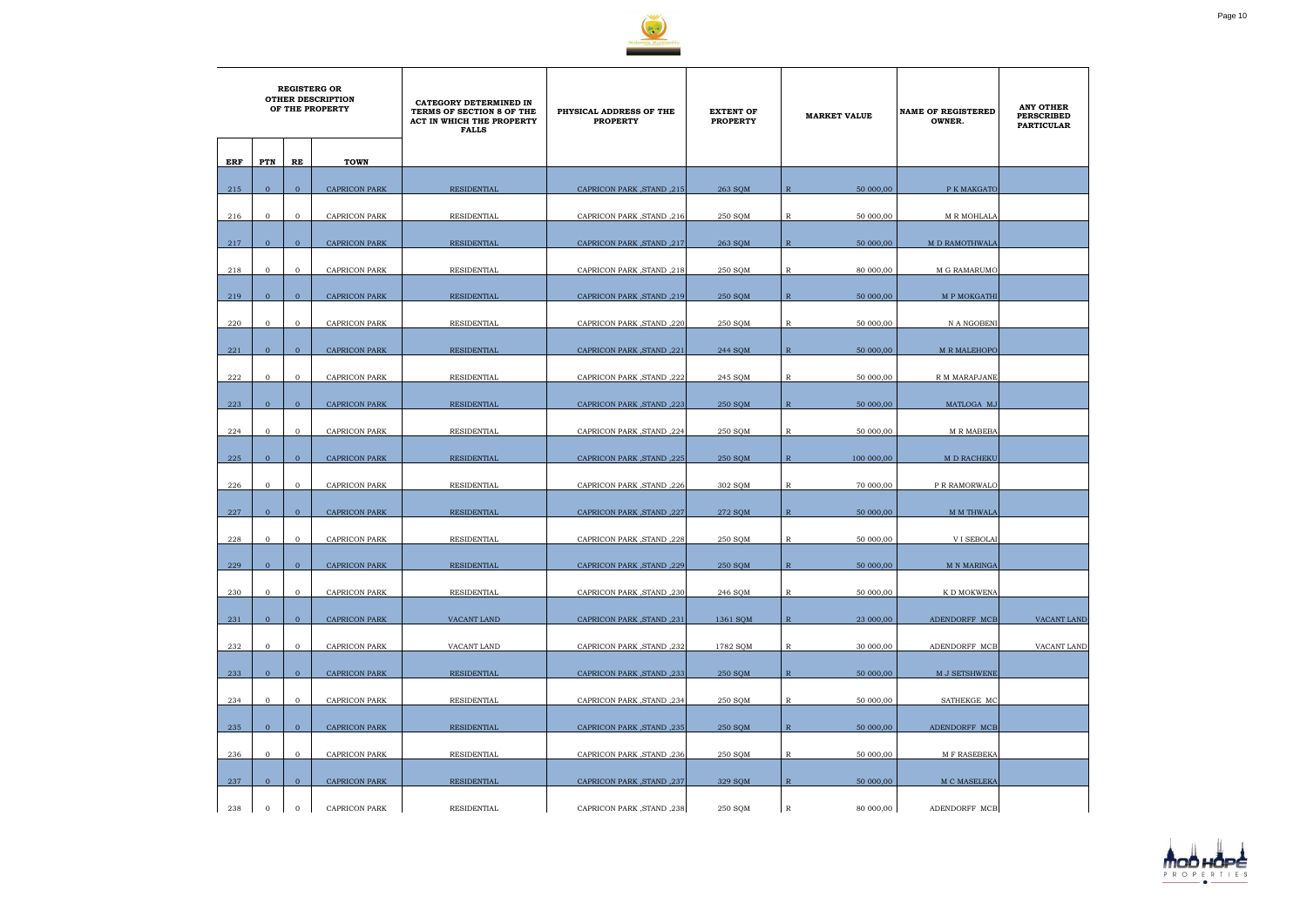| REGISTERG OR OTHER DESCRIPTION OF THE PROPERTY | | | | CATEGORY DETERMINED IN TERMS OF SECTION 8 OF THE ACT IN WHICH THE PROPERTY FALLS | PHYSICAL ADDRESS OF THE PROPERTY | EXTENT OF PROPERTY | MARKET VALUE | | NAME OF REGISTERED OWNER. | ANY OTHER PERSCRIBED PARTICULAR |
|---|---|---|---|---|---|---|---|---|---|---|
| ERF | PTN | RE | TOWN | | | | | | | |
| 215 | 0 | 0 | CAPRICON PARK | RESIDENTIAL | CAPRICON PARK ,STAND ,215 | 263 SQM | R | 50 000,00 | P K MAKGATO | |
| 216 | 0 | 0 | CAPRICON PARK | RESIDENTIAL | CAPRICON PARK ,STAND ,216 | 250 SQM | R | 50 000,00 | M R MOHLALA | |
| 217 | 0 | 0 | CAPRICON PARK | RESIDENTIAL | CAPRICON PARK ,STAND ,217 | 263 SQM | R | 50 000,00 | M D RAMOTHWALA | |
| 218 | 0 | 0 | CAPRICON PARK | RESIDENTIAL | CAPRICON PARK ,STAND ,218 | 250 SQM | R | 80 000,00 | M G RAMARUMO | |
| 219 | 0 | 0 | CAPRICON PARK | RESIDENTIAL | CAPRICON PARK ,STAND ,219 | 250 SQM | R | 50 000,00 | M P MOKGATHI | |
| 220 | 0 | 0 | CAPRICON PARK | RESIDENTIAL | CAPRICON PARK ,STAND ,220 | 250 SQM | R | 50 000,00 | N A NGOBENI | |
| 221 | 0 | 0 | CAPRICON PARK | RESIDENTIAL | CAPRICON PARK ,STAND ,221 | 244 SQM | R | 50 000,00 | M R MALEHOPO | |
| 222 | 0 | 0 | CAPRICON PARK | RESIDENTIAL | CAPRICON PARK ,STAND ,222 | 245 SQM | R | 50 000,00 | R M MARAPJANE | |
| 223 | 0 | 0 | CAPRICON PARK | RESIDENTIAL | CAPRICON PARK ,STAND ,223 | 250 SQM | R | 50 000,00 | MATLOGA MJ | |
| 224 | 0 | 0 | CAPRICON PARK | RESIDENTIAL | CAPRICON PARK ,STAND ,224 | 250 SQM | R | 50 000,00 | M R MABEBA | |
| 225 | 0 | 0 | CAPRICON PARK | RESIDENTIAL | CAPRICON PARK ,STAND ,225 | 250 SQM | R | 100 000,00 | M D RACHEKU | |
| 226 | 0 | 0 | CAPRICON PARK | RESIDENTIAL | CAPRICON PARK ,STAND ,226 | 302 SQM | R | 70 000,00 | P R RAMORWALO | |
| 227 | 0 | 0 | CAPRICON PARK | RESIDENTIAL | CAPRICON PARK ,STAND ,227 | 272 SQM | R | 50 000,00 | M M THWALA | |
| 228 | 0 | 0 | CAPRICON PARK | RESIDENTIAL | CAPRICON PARK ,STAND ,228 | 250 SQM | R | 50 000,00 | V I SEBOLAI | |
| 229 | 0 | 0 | CAPRICON PARK | RESIDENTIAL | CAPRICON PARK ,STAND ,229 | 250 SQM | R | 50 000,00 | M N MARINGA | |
| 230 | 0 | 0 | CAPRICON PARK | RESIDENTIAL | CAPRICON PARK ,STAND ,230 | 246 SQM | R | 50 000,00 | K D MOKWENA | |
| 231 | 0 | 0 | CAPRICON PARK | VACANT LAND | CAPRICON PARK ,STAND ,231 | 1361 SQM | R | 23 000,00 | ADENDORFF MCB | VACANT LAND |
| 232 | 0 | 0 | CAPRICON PARK | VACANT LAND | CAPRICON PARK ,STAND ,232 | 1782 SQM | R | 30 000,00 | ADENDORFF MCB | VACANT LAND |
| 233 | 0 | 0 | CAPRICON PARK | RESIDENTIAL | CAPRICON PARK ,STAND ,233 | 250 SQM | R | 50 000,00 | M J SETSHWENE | |
| 234 | 0 | 0 | CAPRICON PARK | RESIDENTIAL | CAPRICON PARK ,STAND ,234 | 250 SQM | R | 50 000,00 | SATHEKGE MC | |
| 235 | 0 | 0 | CAPRICON PARK | RESIDENTIAL | CAPRICON PARK ,STAND ,235 | 250 SQM | R | 50 000,00 | ADENDORFF MCB | |
| 236 | 0 | 0 | CAPRICON PARK | RESIDENTIAL | CAPRICON PARK ,STAND ,236 | 250 SQM | R | 50 000,00 | M F RASEBEKA | |
| 237 | 0 | 0 | CAPRICON PARK | RESIDENTIAL | CAPRICON PARK ,STAND ,237 | 329 SQM | R | 50 000,00 | M C MASELEKA | |
| 238 | 0 | 0 | CAPRICON PARK | RESIDENTIAL | CAPRICON PARK ,STAND ,238 | 250 SQM | R | 80 000,00 | ADENDORFF MCB | |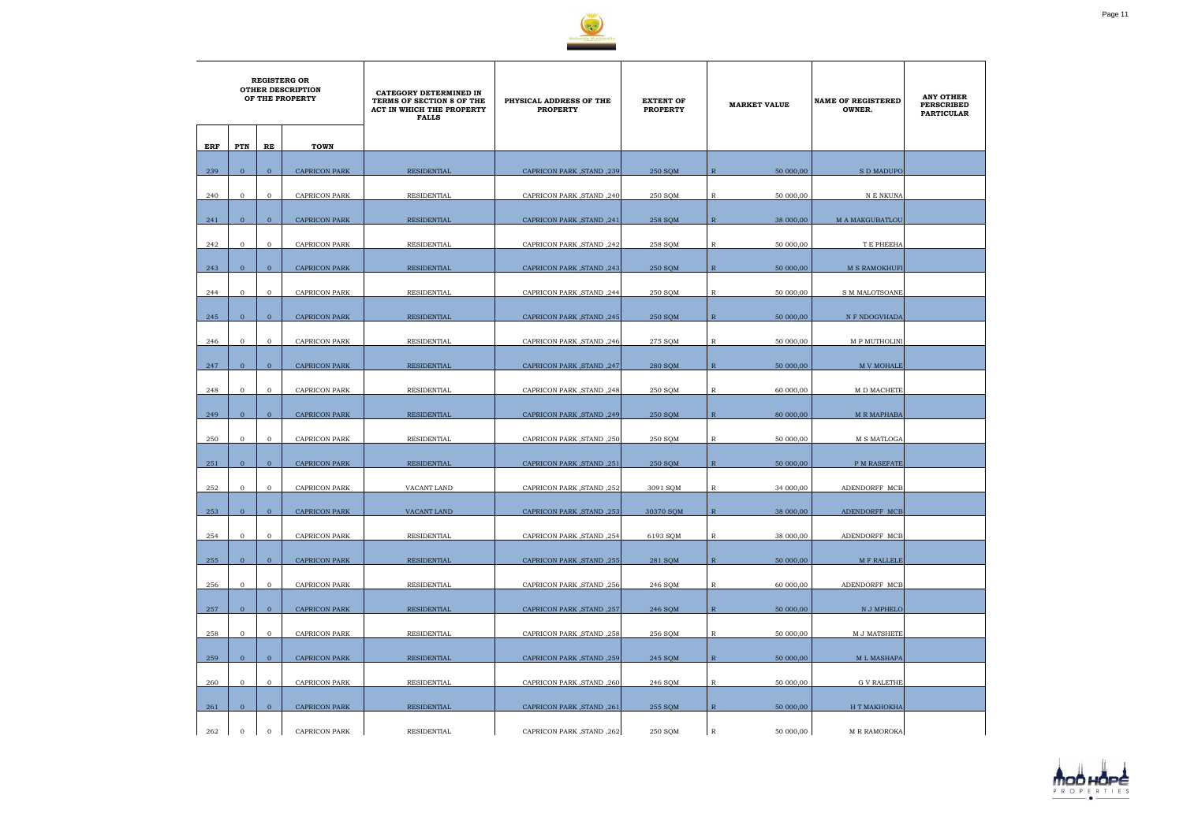| REGISTERG OR OTHER DESCRIPTION OF THE PROPERTY | | | | CATEGORY DETERMINED IN TERMS OF SECTION 8 OF THE ACT IN WHICH THE PROPERTY FALLS | PHYSICAL ADDRESS OF THE PROPERTY | EXTENT OF PROPERTY | MARKET VALUE | NAME OF REGISTERED OWNER. | ANY OTHER PERSCRIBED PARTICULAR |
|---|---|---|---|---|---|---|---|---|---|
| ERF | PTN | RE | TOWN | | | | | | |
| 239 | 0 | 0 | CAPRICON PARK | RESIDENTIAL | CAPRICON PARK ,STAND ,239 | 250 SQM | R 50 000,00 | S D MADUPO | |
| 240 | 0 | 0 | CAPRICON PARK | RESIDENTIAL | CAPRICON PARK ,STAND ,240 | 250 SQM | R 50 000,00 | N E NKUNA | |
| 241 | 0 | 0 | CAPRICON PARK | RESIDENTIAL | CAPRICON PARK ,STAND ,241 | 258 SQM | R 38 000,00 | M A MAKGUBATLOU | |
| 242 | 0 | 0 | CAPRICON PARK | RESIDENTIAL | CAPRICON PARK ,STAND ,242 | 258 SQM | R 50 000,00 | T E PHEEHA | |
| 243 | 0 | 0 | CAPRICON PARK | RESIDENTIAL | CAPRICON PARK ,STAND ,243 | 250 SQM | R 50 000,00 | M S RAMOKHUFI | |
| 244 | 0 | 0 | CAPRICON PARK | RESIDENTIAL | CAPRICON PARK ,STAND ,244 | 250 SQM | R 50 000,00 | S M MALOTSOANE | |
| 245 | 0 | 0 | CAPRICON PARK | RESIDENTIAL | CAPRICON PARK ,STAND ,245 | 250 SQM | R 50 000,00 | N F NDOGVHADA | |
| 246 | 0 | 0 | CAPRICON PARK | RESIDENTIAL | CAPRICON PARK ,STAND ,246 | 275 SQM | R 50 000,00 | M P MUTHOLINI | |
| 247 | 0 | 0 | CAPRICON PARK | RESIDENTIAL | CAPRICON PARK ,STAND ,247 | 280 SQM | R 50 000,00 | M V MOHALE | |
| 248 | 0 | 0 | CAPRICON PARK | RESIDENTIAL | CAPRICON PARK ,STAND ,248 | 250 SQM | R 60 000,00 | M D MACHETE | |
| 249 | 0 | 0 | CAPRICON PARK | RESIDENTIAL | CAPRICON PARK ,STAND ,249 | 250 SQM | R 80 000,00 | M R MAPHABA | |
| 250 | 0 | 0 | CAPRICON PARK | RESIDENTIAL | CAPRICON PARK ,STAND ,250 | 250 SQM | R 50 000,00 | M S MATLOGA | |
| 251 | 0 | 0 | CAPRICON PARK | RESIDENTIAL | CAPRICON PARK ,STAND ,251 | 250 SQM | R 50 000,00 | P M RASEFATE | |
| 252 | 0 | 0 | CAPRICON PARK | VACANT LAND | CAPRICON PARK ,STAND ,252 | 3091 SQM | R 34 000,00 | ADENDORFF MCB | |
| 253 | 0 | 0 | CAPRICON PARK | VACANT LAND | CAPRICON PARK ,STAND ,253 | 30370 SQM | R 38 000,00 | ADENDORFF MCB | |
| 254 | 0 | 0 | CAPRICON PARK | RESIDENTIAL | CAPRICON PARK ,STAND ,254 | 6193 SQM | R 38 000,00 | ADENDORFF MCB | |
| 255 | 0 | 0 | CAPRICON PARK | RESIDENTIAL | CAPRICON PARK ,STAND ,255 | 281 SQM | R 50 000,00 | M F RALLELE | |
| 256 | 0 | 0 | CAPRICON PARK | RESIDENTIAL | CAPRICON PARK ,STAND ,256 | 246 SQM | R 60 000,00 | ADENDORFF MCB | |
| 257 | 0 | 0 | CAPRICON PARK | RESIDENTIAL | CAPRICON PARK ,STAND ,257 | 246 SQM | R 50 000,00 | N J MPHELO | |
| 258 | 0 | 0 | CAPRICON PARK | RESIDENTIAL | CAPRICON PARK ,STAND ,258 | 256 SQM | R 50 000,00 | M J MATSHETE | |
| 259 | 0 | 0 | CAPRICON PARK | RESIDENTIAL | CAPRICON PARK ,STAND ,259 | 245 SQM | R 50 000,00 | M L MASHAPA | |
| 260 | 0 | 0 | CAPRICON PARK | RESIDENTIAL | CAPRICON PARK ,STAND ,260 | 246 SQM | R 50 000,00 | G V RALETHE | |
| 261 | 0 | 0 | CAPRICON PARK | RESIDENTIAL | CAPRICON PARK ,STAND ,261 | 255 SQM | R 50 000,00 | H T MAKHOKHA | |
| 262 | 0 | 0 | CAPRICON PARK | RESIDENTIAL | CAPRICON PARK ,STAND ,262 | 250 SQM | R 50 000,00 | M R RAMOROKA | |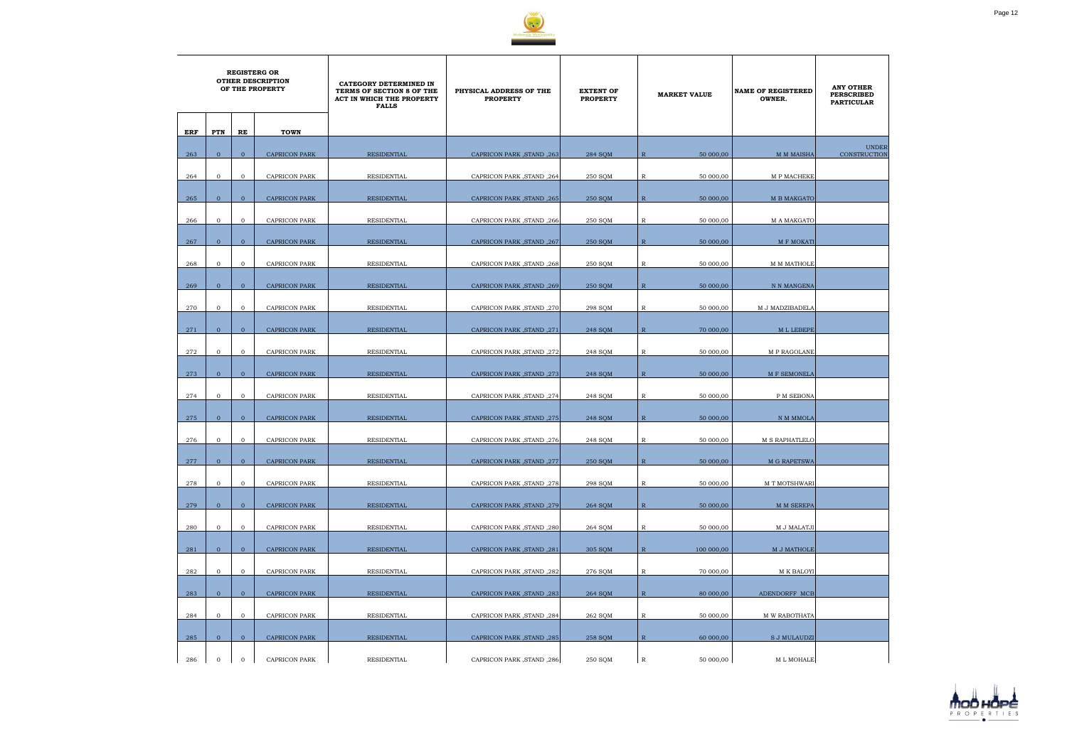| REGISTERG OR OTHER DESCRIPTION OF THE PROPERTY | | | | CATEGORY DETERMINED IN TERMS OF SECTION 8 OF THE ACT IN WHICH THE PROPERTY FALLS | PHYSICAL ADDRESS OF THE PROPERTY | EXTENT OF PROPERTY | MARKET VALUE | | NAME OF REGISTERED OWNER. | ANY OTHER PERSCRIBED PARTICULAR |
|---|---|---|---|---|---|---|---|---|---|---|
| ERF | PTN | RE | TOWN | | | | | | | |
| 263 | 0 | 0 | CAPRICON PARK | RESIDENTIAL | CAPRICON PARK ,STAND ,263 | 284 SQM | R | 50 000,00 | M M MAISHA | UNDER CONSTRUCTION |
| 264 | 0 | 0 | CAPRICON PARK | RESIDENTIAL | CAPRICON PARK ,STAND ,264 | 250 SQM | R | 50 000,00 | M P MACHEKE | |
| 265 | 0 | 0 | CAPRICON PARK | RESIDENTIAL | CAPRICON PARK ,STAND ,265 | 250 SQM | R | 50 000,00 | M B MAKGATO | |
| 266 | 0 | 0 | CAPRICON PARK | RESIDENTIAL | CAPRICON PARK ,STAND ,266 | 250 SQM | R | 50 000,00 | M A MAKGATO | |
| 267 | 0 | 0 | CAPRICON PARK | RESIDENTIAL | CAPRICON PARK ,STAND ,267 | 250 SQM | R | 50 000,00 | M F MOKATI | |
| 268 | 0 | 0 | CAPRICON PARK | RESIDENTIAL | CAPRICON PARK ,STAND ,268 | 250 SQM | R | 50 000,00 | M M MATHOLE | |
| 269 | 0 | 0 | CAPRICON PARK | RESIDENTIAL | CAPRICON PARK ,STAND ,269 | 250 SQM | R | 50 000,00 | N N MANGENA | |
| 270 | 0 | 0 | CAPRICON PARK | RESIDENTIAL | CAPRICON PARK ,STAND ,270 | 298 SQM | R | 50 000,00 | M J MADZIBADELA | |
| 271 | 0 | 0 | CAPRICON PARK | RESIDENTIAL | CAPRICON PARK ,STAND ,271 | 248 SQM | R | 70 000,00 | M L LEBEPE | |
| 272 | 0 | 0 | CAPRICON PARK | RESIDENTIAL | CAPRICON PARK ,STAND ,272 | 248 SQM | R | 50 000,00 | M P RAGOLANE | |
| 273 | 0 | 0 | CAPRICON PARK | RESIDENTIAL | CAPRICON PARK ,STAND ,273 | 248 SQM | R | 50 000,00 | M F SEMONELA | |
| 274 | 0 | 0 | CAPRICON PARK | RESIDENTIAL | CAPRICON PARK ,STAND ,274 | 248 SQM | R | 50 000,00 | P M SEBONA | |
| 275 | 0 | 0 | CAPRICON PARK | RESIDENTIAL | CAPRICON PARK ,STAND ,275 | 248 SQM | R | 50 000,00 | N M MMOLA | |
| 276 | 0 | 0 | CAPRICON PARK | RESIDENTIAL | CAPRICON PARK ,STAND ,276 | 248 SQM | R | 50 000,00 | M S RAPHATLELO | |
| 277 | 0 | 0 | CAPRICON PARK | RESIDENTIAL | CAPRICON PARK ,STAND ,277 | 250 SQM | R | 50 000,00 | M G RAPETSWA | |
| 278 | 0 | 0 | CAPRICON PARK | RESIDENTIAL | CAPRICON PARK ,STAND ,278 | 298 SQM | R | 50 000,00 | M T MOTSHWARI | |
| 279 | 0 | 0 | CAPRICON PARK | RESIDENTIAL | CAPRICON PARK ,STAND ,279 | 264 SQM | R | 50 000,00 | M M SEREPA | |
| 280 | 0 | 0 | CAPRICON PARK | RESIDENTIAL | CAPRICON PARK ,STAND ,280 | 264 SQM | R | 50 000,00 | M J MALATJI | |
| 281 | 0 | 0 | CAPRICON PARK | RESIDENTIAL | CAPRICON PARK ,STAND ,281 | 305 SQM | R | 100 000,00 | M J MATHOLE | |
| 282 | 0 | 0 | CAPRICON PARK | RESIDENTIAL | CAPRICON PARK ,STAND ,282 | 276 SQM | R | 70 000,00 | M K BALOYI | |
| 283 | 0 | 0 | CAPRICON PARK | RESIDENTIAL | CAPRICON PARK ,STAND ,283 | 264 SQM | R | 80 000,00 | ADENDORFF MCB | |
| 284 | 0 | 0 | CAPRICON PARK | RESIDENTIAL | CAPRICON PARK ,STAND ,284 | 262 SQM | R | 50 000,00 | M W RABOTHATA | |
| 285 | 0 | 0 | CAPRICON PARK | RESIDENTIAL | CAPRICON PARK ,STAND ,285 | 258 SQM | R | 60 000,00 | S J MULAUDZI | |
| 286 | 0 | 0 | CAPRICON PARK | RESIDENTIAL | CAPRICON PARK ,STAND ,286 | 250 SQM | R | 50 000,00 | M L MOHALE | |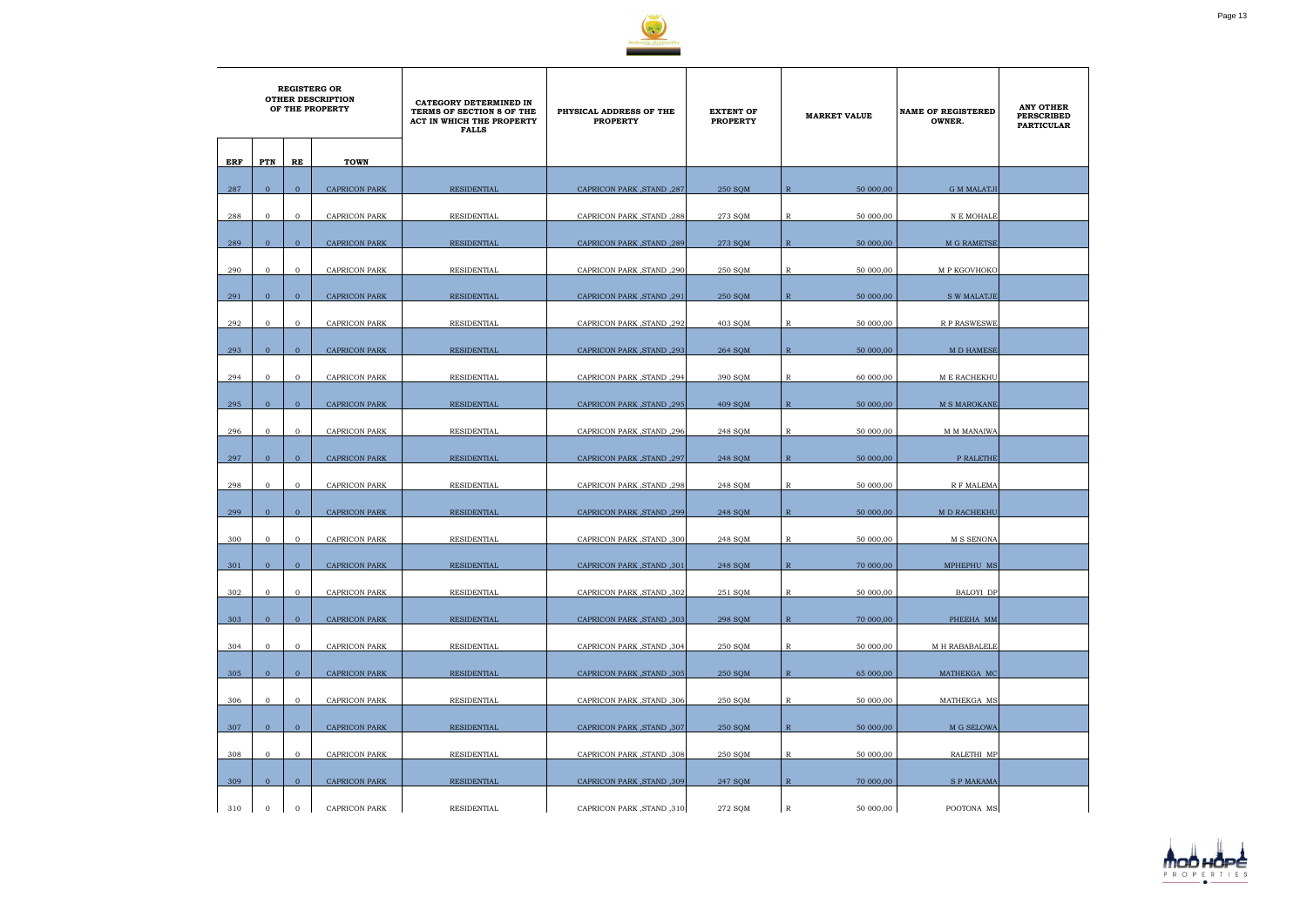| REGISTERG OR OTHER DESCRIPTION OF THE PROPERTY | | | | CATEGORY DETERMINED IN TERMS OF SECTION 8 OF THE ACT IN WHICH THE PROPERTY FALLS | PHYSICAL ADDRESS OF THE PROPERTY | EXTENT OF PROPERTY | MARKET VALUE | NAME OF REGISTERED OWNER. | ANY OTHER PERSCRIBED PARTICULAR |
|---|---|---|---|---|---|---|---|---|---|
| ERF | PTN | RE | TOWN | | | | | | |
| 287 | 0 | 0 | CAPRICON PARK | RESIDENTIAL | CAPRICON PARK ,STAND ,287 | 250 SQM | R 50 000,00 | G M MALATJI | |
| 288 | 0 | 0 | CAPRICON PARK | RESIDENTIAL | CAPRICON PARK ,STAND ,288 | 273 SQM | R 50 000,00 | N E MOHALE | |
| 289 | 0 | 0 | CAPRICON PARK | RESIDENTIAL | CAPRICON PARK ,STAND ,289 | 273 SQM | R 50 000,00 | M G RAMETSE | |
| 290 | 0 | 0 | CAPRICON PARK | RESIDENTIAL | CAPRICON PARK ,STAND ,290 | 250 SQM | R 50 000,00 | M P KGOVHOKO | |
| 291 | 0 | 0 | CAPRICON PARK | RESIDENTIAL | CAPRICON PARK ,STAND ,291 | 250 SQM | R 50 000,00 | S W MALATJE | |
| 292 | 0 | 0 | CAPRICON PARK | RESIDENTIAL | CAPRICON PARK ,STAND ,292 | 403 SQM | R 50 000,00 | R P RASWESWE | |
| 293 | 0 | 0 | CAPRICON PARK | RESIDENTIAL | CAPRICON PARK ,STAND ,293 | 264 SQM | R 50 000,00 | M D HAMESE | |
| 294 | 0 | 0 | CAPRICON PARK | RESIDENTIAL | CAPRICON PARK ,STAND ,294 | 390 SQM | R 60 000,00 | M E RACHEKHU | |
| 295 | 0 | 0 | CAPRICON PARK | RESIDENTIAL | CAPRICON PARK ,STAND ,295 | 409 SQM | R 50 000,00 | M S MAROKANE | |
| 296 | 0 | 0 | CAPRICON PARK | RESIDENTIAL | CAPRICON PARK ,STAND ,296 | 248 SQM | R 50 000,00 | M M MANAIWA | |
| 297 | 0 | 0 | CAPRICON PARK | RESIDENTIAL | CAPRICON PARK ,STAND ,297 | 248 SQM | R 50 000,00 | P RALETHE | |
| 298 | 0 | 0 | CAPRICON PARK | RESIDENTIAL | CAPRICON PARK ,STAND ,298 | 248 SQM | R 50 000,00 | R F MALEMA | |
| 299 | 0 | 0 | CAPRICON PARK | RESIDENTIAL | CAPRICON PARK ,STAND ,299 | 248 SQM | R 50 000,00 | M D RACHEKHU | |
| 300 | 0 | 0 | CAPRICON PARK | RESIDENTIAL | CAPRICON PARK ,STAND ,300 | 248 SQM | R 50 000,00 | M S SENONA | |
| 301 | 0 | 0 | CAPRICON PARK | RESIDENTIAL | CAPRICON PARK ,STAND ,301 | 248 SQM | R 70 000,00 | MPHEPHU MS | |
| 302 | 0 | 0 | CAPRICON PARK | RESIDENTIAL | CAPRICON PARK ,STAND ,302 | 251 SQM | R 50 000,00 | BALOYI DP | |
| 303 | 0 | 0 | CAPRICON PARK | RESIDENTIAL | CAPRICON PARK ,STAND ,303 | 298 SQM | R 70 000,00 | PHEEHA MM | |
| 304 | 0 | 0 | CAPRICON PARK | RESIDENTIAL | CAPRICON PARK ,STAND ,304 | 250 SQM | R 50 000,00 | M H RABABALELE | |
| 305 | 0 | 0 | CAPRICON PARK | RESIDENTIAL | CAPRICON PARK ,STAND ,305 | 250 SQM | R 65 000,00 | MATHEKGA MC | |
| 306 | 0 | 0 | CAPRICON PARK | RESIDENTIAL | CAPRICON PARK ,STAND ,306 | 250 SQM | R 50 000,00 | MATHEKGA MS | |
| 307 | 0 | 0 | CAPRICON PARK | RESIDENTIAL | CAPRICON PARK ,STAND ,307 | 250 SQM | R 50 000,00 | M G SELOWA | |
| 308 | 0 | 0 | CAPRICON PARK | RESIDENTIAL | CAPRICON PARK ,STAND ,308 | 250 SQM | R 50 000,00 | RALETHI MP | |
| 309 | 0 | 0 | CAPRICON PARK | RESIDENTIAL | CAPRICON PARK ,STAND ,309 | 247 SQM | R 70 000,00 | S P MAKAMA | |
| 310 | 0 | 0 | CAPRICON PARK | RESIDENTIAL | CAPRICON PARK ,STAND ,310 | 272 SQM | R 50 000,00 | POOTONA MS | |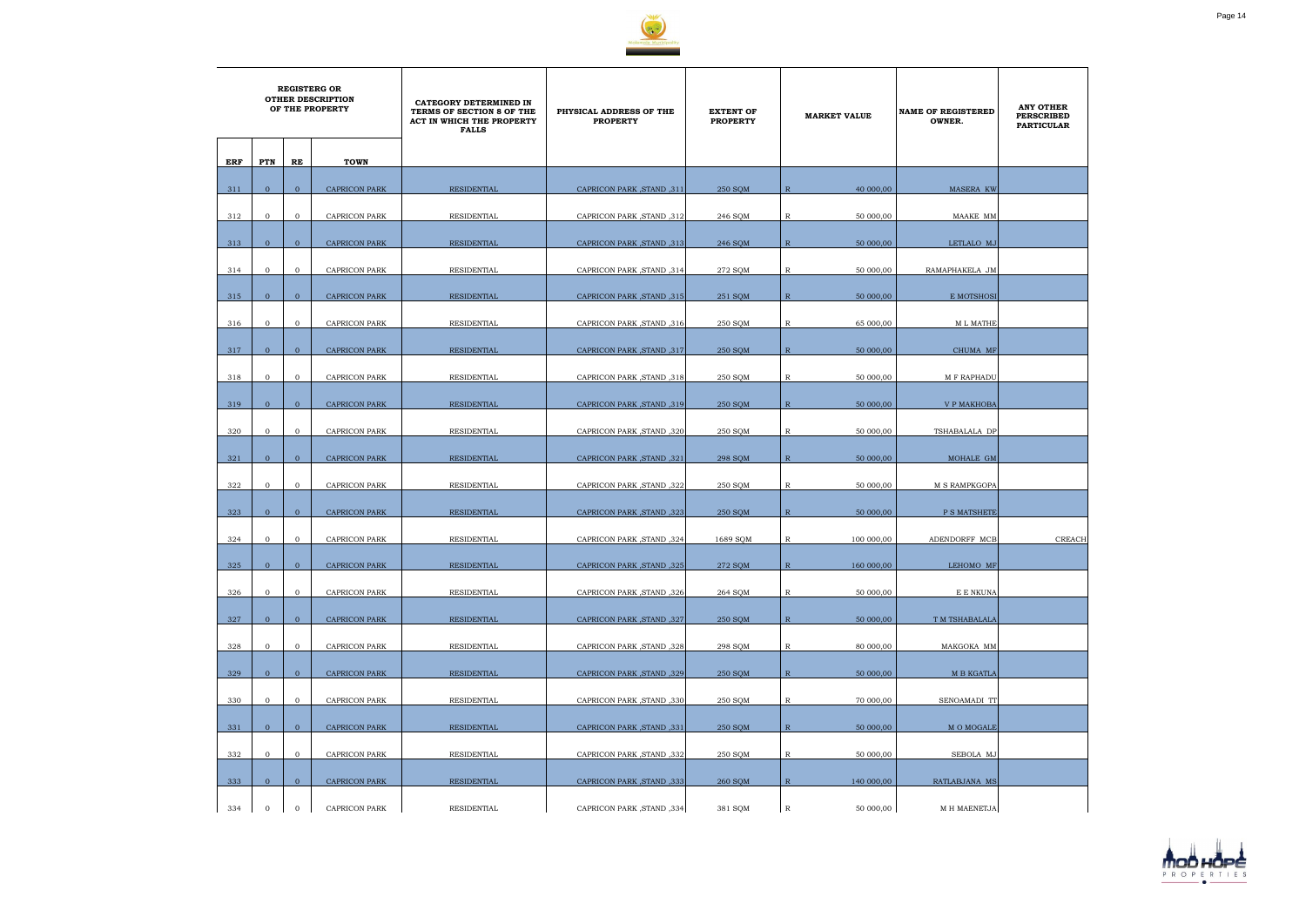| REGISTERG OR OTHER DESCRIPTION OF THE PROPERTY | | | | CATEGORY DETERMINED IN TERMS OF SECTION 8 OF THE ACT IN WHICH THE PROPERTY FALLS | PHYSICAL ADDRESS OF THE PROPERTY | EXTENT OF PROPERTY | MARKET VALUE | | NAME OF REGISTERED OWNER. | ANY OTHER PERSCRIBED PARTICULAR |
|---|---|---|---|---|---|---|---|---|---|---|
| ERF | PTN | RE | TOWN | | | | | | | |
| 311 | 0 | 0 | CAPRICON PARK | RESIDENTIAL | CAPRICON PARK ,STAND ,311 | 250 SQM | R | 40 000,00 | MASERA KW | |
| 312 | 0 | 0 | CAPRICON PARK | RESIDENTIAL | CAPRICON PARK ,STAND ,312 | 246 SQM | R | 50 000,00 | MAAKE MM | |
| 313 | 0 | 0 | CAPRICON PARK | RESIDENTIAL | CAPRICON PARK ,STAND ,313 | 246 SQM | R | 50 000,00 | LETLALO MJ | |
| 314 | 0 | 0 | CAPRICON PARK | RESIDENTIAL | CAPRICON PARK ,STAND ,314 | 272 SQM | R | 50 000,00 | RAMAPHAKELA JM | |
| 315 | 0 | 0 | CAPRICON PARK | RESIDENTIAL | CAPRICON PARK ,STAND ,315 | 251 SQM | R | 50 000,00 | E MOTSHOSI | |
| 316 | 0 | 0 | CAPRICON PARK | RESIDENTIAL | CAPRICON PARK ,STAND ,316 | 250 SQM | R | 65 000,00 | M L MATHE | |
| 317 | 0 | 0 | CAPRICON PARK | RESIDENTIAL | CAPRICON PARK ,STAND ,317 | 250 SQM | R | 50 000,00 | CHUMA MF | |
| 318 | 0 | 0 | CAPRICON PARK | RESIDENTIAL | CAPRICON PARK ,STAND ,318 | 250 SQM | R | 50 000,00 | M F RAPHADU | |
| 319 | 0 | 0 | CAPRICON PARK | RESIDENTIAL | CAPRICON PARK ,STAND ,319 | 250 SQM | R | 50 000,00 | V P MAKHOBA | |
| 320 | 0 | 0 | CAPRICON PARK | RESIDENTIAL | CAPRICON PARK ,STAND ,320 | 250 SQM | R | 50 000,00 | TSHABALALA DP | |
| 321 | 0 | 0 | CAPRICON PARK | RESIDENTIAL | CAPRICON PARK ,STAND ,321 | 298 SQM | R | 50 000,00 | MOHALE GM | |
| 322 | 0 | 0 | CAPRICON PARK | RESIDENTIAL | CAPRICON PARK ,STAND ,322 | 250 SQM | R | 50 000,00 | M S RAMPKGOPA | |
| 323 | 0 | 0 | CAPRICON PARK | RESIDENTIAL | CAPRICON PARK ,STAND ,323 | 250 SQM | R | 50 000,00 | P S MATSHETE | |
| 324 | 0 | 0 | CAPRICON PARK | RESIDENTIAL | CAPRICON PARK ,STAND ,324 | 1689 SQM | R | 100 000,00 | ADENDORFF MCB | CREACH |
| 325 | 0 | 0 | CAPRICON PARK | RESIDENTIAL | CAPRICON PARK ,STAND ,325 | 272 SQM | R | 160 000,00 | LEHOMO MF | |
| 326 | 0 | 0 | CAPRICON PARK | RESIDENTIAL | CAPRICON PARK ,STAND ,326 | 264 SQM | R | 50 000,00 | E E NKUNA | |
| 327 | 0 | 0 | CAPRICON PARK | RESIDENTIAL | CAPRICON PARK ,STAND ,327 | 250 SQM | R | 50 000,00 | T M TSHABALALA | |
| 328 | 0 | 0 | CAPRICON PARK | RESIDENTIAL | CAPRICON PARK ,STAND ,328 | 298 SQM | R | 80 000,00 | MAKGOKA MM | |
| 329 | 0 | 0 | CAPRICON PARK | RESIDENTIAL | CAPRICON PARK ,STAND ,329 | 250 SQM | R | 50 000,00 | M B KGATLA | |
| 330 | 0 | 0 | CAPRICON PARK | RESIDENTIAL | CAPRICON PARK ,STAND ,330 | 250 SQM | R | 70 000,00 | SENOAMADI TT | |
| 331 | 0 | 0 | CAPRICON PARK | RESIDENTIAL | CAPRICON PARK ,STAND ,331 | 250 SQM | R | 50 000,00 | M O MOGALE | |
| 332 | 0 | 0 | CAPRICON PARK | RESIDENTIAL | CAPRICON PARK ,STAND ,332 | 250 SQM | R | 50 000,00 | SEBOLA MJ | |
| 333 | 0 | 0 | CAPRICON PARK | RESIDENTIAL | CAPRICON PARK ,STAND ,333 | 260 SQM | R | 140 000,00 | RATLABJANA MS | |
| 334 | 0 | 0 | CAPRICON PARK | RESIDENTIAL | CAPRICON PARK ,STAND ,334 | 381 SQM | R | 50 000,00 | M H MAENETJA | |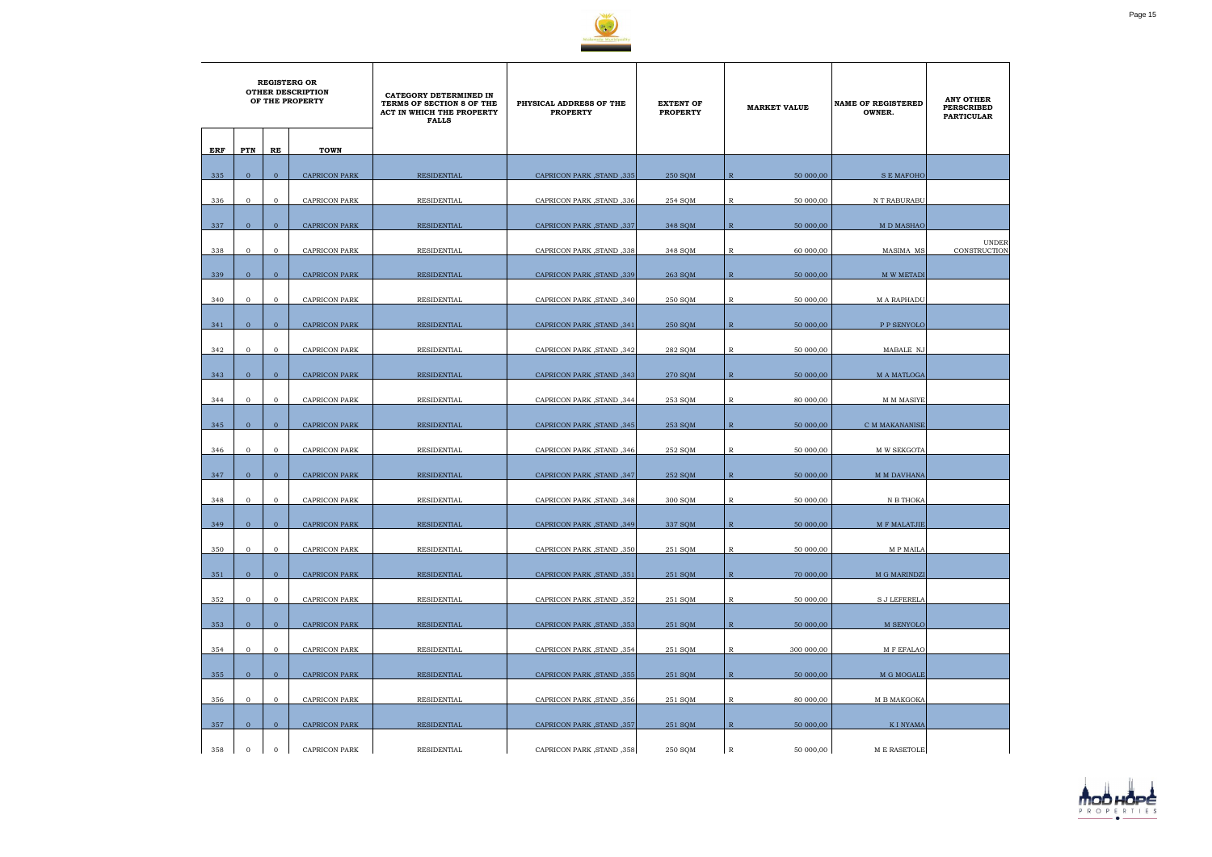| REGISTERG OR OTHER DESCRIPTION OF THE PROPERTY | | | | CATEGORY DETERMINED IN TERMS OF SECTION 8 OF THE ACT IN WHICH THE PROPERTY FALLS | PHYSICAL ADDRESS OF THE PROPERTY | EXTENT OF PROPERTY | MARKET VALUE | | NAME OF REGISTERED OWNER. | ANY OTHER PERSCRIBED PARTICULAR |
|---|---|---|---|---|---|---|---|---|---|---|
| ERF | PTN | RE | TOWN | | | | | | | |
| 335 | 0 | 0 | CAPRICON PARK | RESIDENTIAL | CAPRICON PARK ,STAND ,335 | 250 SQM | R | 50 000,00 | S E MAFOHO | |
| 336 | 0 | 0 | CAPRICON PARK | RESIDENTIAL | CAPRICON PARK ,STAND ,336 | 254 SQM | R | 50 000,00 | N T RABURABU | |
| 337 | 0 | 0 | CAPRICON PARK | RESIDENTIAL | CAPRICON PARK ,STAND ,337 | 348 SQM | R | 50 000,00 | M D MASHAO | |
| 338 | 0 | 0 | CAPRICON PARK | RESIDENTIAL | CAPRICON PARK ,STAND ,338 | 348 SQM | R | 60 000,00 | MASIMA MS | UNDER CONSTRUCTION |
| 339 | 0 | 0 | CAPRICON PARK | RESIDENTIAL | CAPRICON PARK ,STAND ,339 | 263 SQM | R | 50 000,00 | M W METADI | |
| 340 | 0 | 0 | CAPRICON PARK | RESIDENTIAL | CAPRICON PARK ,STAND ,340 | 250 SQM | R | 50 000,00 | M A RAPHADU | |
| 341 | 0 | 0 | CAPRICON PARK | RESIDENTIAL | CAPRICON PARK ,STAND ,341 | 250 SQM | R | 50 000,00 | P P SENYOLO | |
| 342 | 0 | 0 | CAPRICON PARK | RESIDENTIAL | CAPRICON PARK ,STAND ,342 | 282 SQM | R | 50 000,00 | MABALE NJ | |
| 343 | 0 | 0 | CAPRICON PARK | RESIDENTIAL | CAPRICON PARK ,STAND ,343 | 270 SQM | R | 50 000,00 | M A MATLOGA | |
| 344 | 0 | 0 | CAPRICON PARK | RESIDENTIAL | CAPRICON PARK ,STAND ,344 | 253 SQM | R | 80 000,00 | M M MASIYE | |
| 345 | 0 | 0 | CAPRICON PARK | RESIDENTIAL | CAPRICON PARK ,STAND ,345 | 253 SQM | R | 50 000,00 | C M MAKANANISE | |
| 346 | 0 | 0 | CAPRICON PARK | RESIDENTIAL | CAPRICON PARK ,STAND ,346 | 252 SQM | R | 50 000,00 | M W SEKGOTA | |
| 347 | 0 | 0 | CAPRICON PARK | RESIDENTIAL | CAPRICON PARK ,STAND ,347 | 252 SQM | R | 50 000,00 | M M DAVHANA | |
| 348 | 0 | 0 | CAPRICON PARK | RESIDENTIAL | CAPRICON PARK ,STAND ,348 | 300 SQM | R | 50 000,00 | N B THOKA | |
| 349 | 0 | 0 | CAPRICON PARK | RESIDENTIAL | CAPRICON PARK ,STAND ,349 | 337 SQM | R | 50 000,00 | M F MALATJIE | |
| 350 | 0 | 0 | CAPRICON PARK | RESIDENTIAL | CAPRICON PARK ,STAND ,350 | 251 SQM | R | 50 000,00 | M P MAILA | |
| 351 | 0 | 0 | CAPRICON PARK | RESIDENTIAL | CAPRICON PARK ,STAND ,351 | 251 SQM | R | 70 000,00 | M G MARINDZI | |
| 352 | 0 | 0 | CAPRICON PARK | RESIDENTIAL | CAPRICON PARK ,STAND ,352 | 251 SQM | R | 50 000,00 | S J LEFERELA | |
| 353 | 0 | 0 | CAPRICON PARK | RESIDENTIAL | CAPRICON PARK ,STAND ,353 | 251 SQM | R | 50 000,00 | M SENYOLO | |
| 354 | 0 | 0 | CAPRICON PARK | RESIDENTIAL | CAPRICON PARK ,STAND ,354 | 251 SQM | R | 300 000,00 | M F EFALAO | |
| 355 | 0 | 0 | CAPRICON PARK | RESIDENTIAL | CAPRICON PARK ,STAND ,355 | 251 SQM | R | 50 000,00 | M G MOGALE | |
| 356 | 0 | 0 | CAPRICON PARK | RESIDENTIAL | CAPRICON PARK ,STAND ,356 | 251 SQM | R | 80 000,00 | M B MAKGOKA | |
| 357 | 0 | 0 | CAPRICON PARK | RESIDENTIAL | CAPRICON PARK ,STAND ,357 | 251 SQM | R | 50 000,00 | K I NYAMA | |
| 358 | 0 | 0 | CAPRICON PARK | RESIDENTIAL | CAPRICON PARK ,STAND ,358 | 250 SQM | R | 50 000,00 | M E RASETOLE | |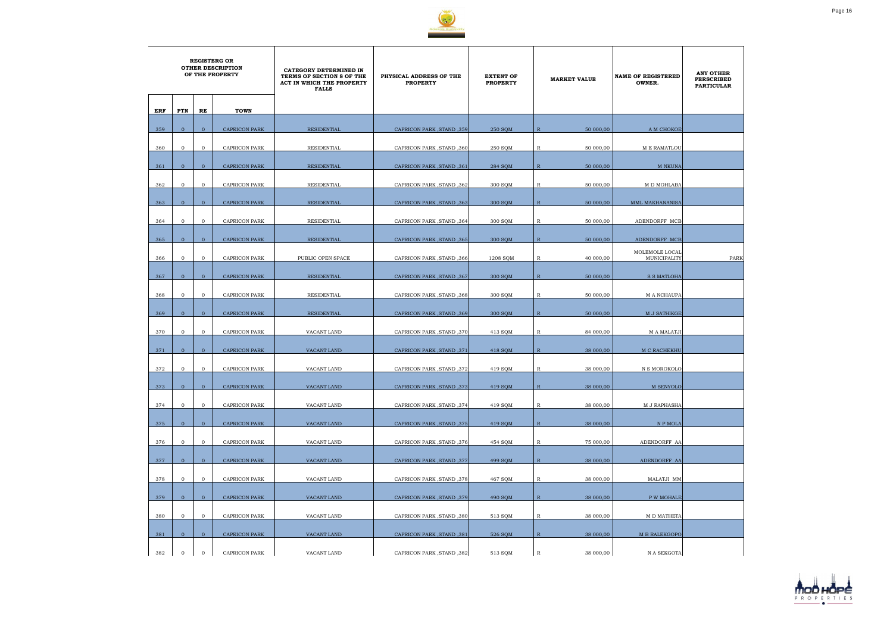| REGISTERG OR OTHER DESCRIPTION OF THE PROPERTY | | | | CATEGORY DETERMINED IN TERMS OF SECTION 8 OF THE ACT IN WHICH THE PROPERTY FALLS | PHYSICAL ADDRESS OF THE PROPERTY | EXTENT OF PROPERTY | MARKET VALUE | | NAME OF REGISTERED OWNER. | ANY OTHER PERSCRIBED PARTICULAR |
|---|---|---|---|---|---|---|---|---|---|---|
| ERF | PTN | RE | TOWN | | | | | | | |
| 359 | 0 | 0 | CAPRICON PARK | RESIDENTIAL | CAPRICON PARK ,STAND ,359 | 250 SQM | R | 50 000,00 | A M CHOKOE | |
| 360 | 0 | 0 | CAPRICON PARK | RESIDENTIAL | CAPRICON PARK ,STAND ,360 | 250 SQM | R | 50 000,00 | M E RAMATLOU | |
| 361 | 0 | 0 | CAPRICON PARK | RESIDENTIAL | CAPRICON PARK ,STAND ,361 | 284 SQM | R | 50 000,00 | M NKUNA | |
| 362 | 0 | 0 | CAPRICON PARK | RESIDENTIAL | CAPRICON PARK ,STAND ,362 | 300 SQM | R | 50 000,00 | M D MOHLABA | |
| 363 | 0 | 0 | CAPRICON PARK | RESIDENTIAL | CAPRICON PARK ,STAND ,363 | 300 SQM | R | 50 000,00 | MML MAKHANANISA | |
| 364 | 0 | 0 | CAPRICON PARK | RESIDENTIAL | CAPRICON PARK ,STAND ,364 | 300 SQM | R | 50 000,00 | ADENDORFF MCB | |
| 365 | 0 | 0 | CAPRICON PARK | RESIDENTIAL | CAPRICON PARK ,STAND ,365 | 300 SQM | R | 50 000,00 | ADENDORFF MCB | |
| 366 | 0 | 0 | CAPRICON PARK | PUBLIC OPEN SPACE | CAPRICON PARK ,STAND ,366 | 1208 SQM | R | 40 000,00 | MOLEMOLE LOCAL MUNICIPALITY | PARK |
| 367 | 0 | 0 | CAPRICON PARK | RESIDENTIAL | CAPRICON PARK ,STAND ,367 | 300 SQM | R | 50 000,00 | S S MATLOHA | |
| 368 | 0 | 0 | CAPRICON PARK | RESIDENTIAL | CAPRICON PARK ,STAND ,368 | 300 SQM | R | 50 000,00 | M A NCHAUPA | |
| 369 | 0 | 0 | CAPRICON PARK | RESIDENTIAL | CAPRICON PARK ,STAND ,369 | 300 SQM | R | 50 000,00 | M J SATHIKGE | |
| 370 | 0 | 0 | CAPRICON PARK | VACANT LAND | CAPRICON PARK ,STAND ,370 | 413 SQM | R | 84 000,00 | M A MALATJI | |
| 371 | 0 | 0 | CAPRICON PARK | VACANT LAND | CAPRICON PARK ,STAND ,371 | 418 SQM | R | 38 000,00 | M C RACHEKHU | |
| 372 | 0 | 0 | CAPRICON PARK | VACANT LAND | CAPRICON PARK ,STAND ,372 | 419 SQM | R | 38 000,00 | N S MOROKOLO | |
| 373 | 0 | 0 | CAPRICON PARK | VACANT LAND | CAPRICON PARK ,STAND ,373 | 419 SQM | R | 38 000,00 | M SENYOLO | |
| 374 | 0 | 0 | CAPRICON PARK | VACANT LAND | CAPRICON PARK ,STAND ,374 | 419 SQM | R | 38 000,00 | M J RAPHASHA | |
| 375 | 0 | 0 | CAPRICON PARK | VACANT LAND | CAPRICON PARK ,STAND ,375 | 419 SQM | R | 38 000,00 | N P MOLA | |
| 376 | 0 | 0 | CAPRICON PARK | VACANT LAND | CAPRICON PARK ,STAND ,376 | 454 SQM | R | 75 000,00 | ADENDORFF AA | |
| 377 | 0 | 0 | CAPRICON PARK | VACANT LAND | CAPRICON PARK ,STAND ,377 | 499 SQM | R | 38 000,00 | ADENDORFF AA | |
| 378 | 0 | 0 | CAPRICON PARK | VACANT LAND | CAPRICON PARK ,STAND ,378 | 467 SQM | R | 38 000,00 | MALATJI MM | |
| 379 | 0 | 0 | CAPRICON PARK | VACANT LAND | CAPRICON PARK ,STAND ,379 | 490 SQM | R | 38 000,00 | P W MOHALE | |
| 380 | 0 | 0 | CAPRICON PARK | VACANT LAND | CAPRICON PARK ,STAND ,380 | 513 SQM | R | 38 000,00 | M D MATHETA | |
| 381 | 0 | 0 | CAPRICON PARK | VACANT LAND | CAPRICON PARK ,STAND ,381 | 526 SQM | R | 38 000,00 | M B RALEKGOPO | |
| 382 | 0 | 0 | CAPRICON PARK | VACANT LAND | CAPRICON PARK ,STAND ,382 | 513 SQM | R | 38 000,00 | N A SEKGOTA | |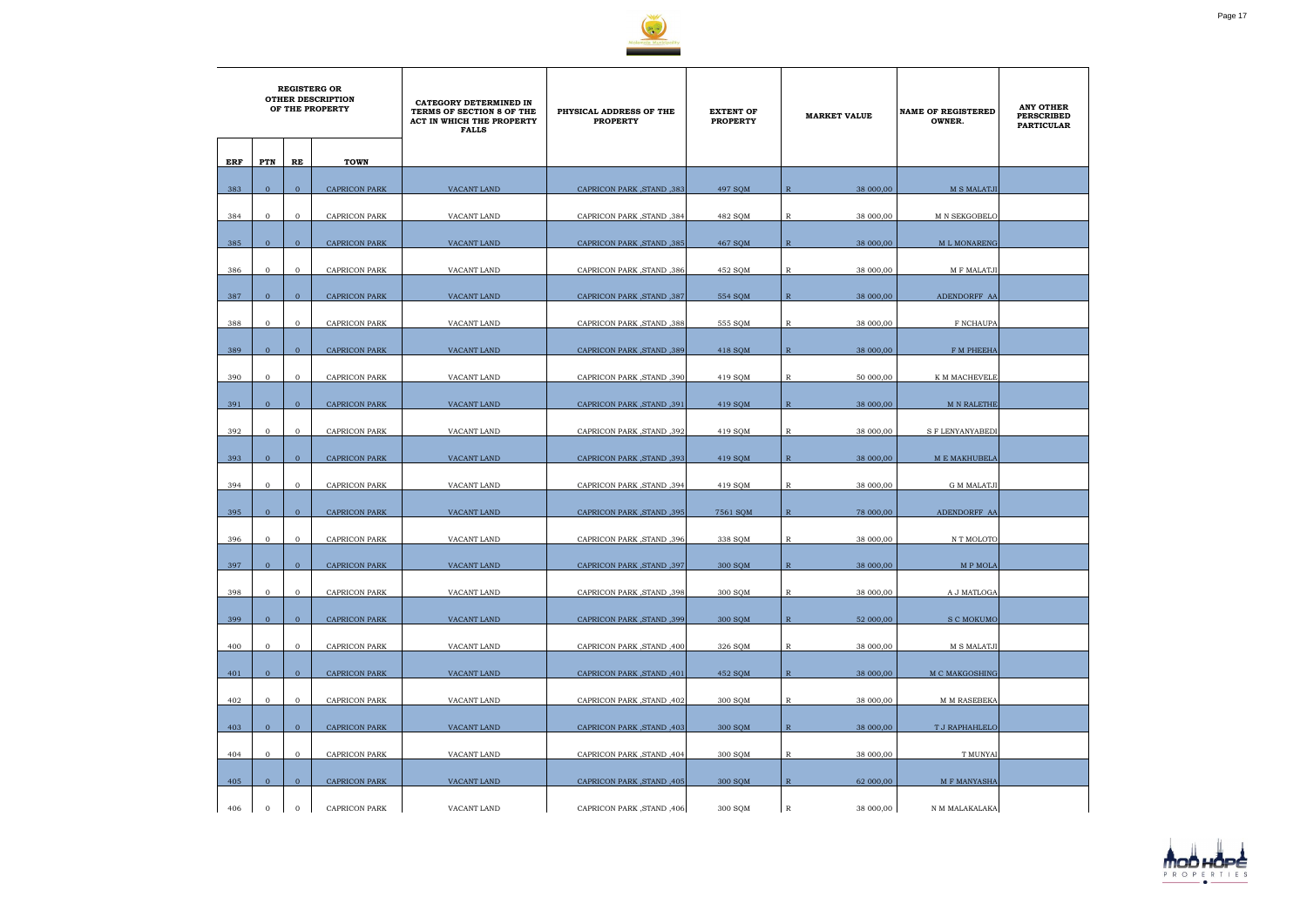| REGISTERG OR OTHER DESCRIPTION OF THE PROPERTY | | | | CATEGORY DETERMINED IN TERMS OF SECTION 8 OF THE ACT IN WHICH THE PROPERTY FALLS | PHYSICAL ADDRESS OF THE PROPERTY | EXTENT OF PROPERTY | MARKET VALUE | | NAME OF REGISTERED OWNER. | ANY OTHER PERSCRIBED PARTICULAR |
|---|---|---|---|---|---|---|---|---|---|---|
| ERF | PTN | RE | TOWN | | | | | | | |
| 383 | 0 | 0 | CAPRICON PARK | VACANT LAND | CAPRICON PARK ,STAND ,383 | 497 SQM | R | 38 000,00 | M S MALATJI | |
| 384 | 0 | 0 | CAPRICON PARK | VACANT LAND | CAPRICON PARK ,STAND ,384 | 482 SQM | R | 38 000,00 | M N SEKGOBELO | |
| 385 | 0 | 0 | CAPRICON PARK | VACANT LAND | CAPRICON PARK ,STAND ,385 | 467 SQM | R | 38 000,00 | M L MONARENG | |
| 386 | 0 | 0 | CAPRICON PARK | VACANT LAND | CAPRICON PARK ,STAND ,386 | 452 SQM | R | 38 000,00 | M F MALATJI | |
| 387 | 0 | 0 | CAPRICON PARK | VACANT LAND | CAPRICON PARK ,STAND ,387 | 554 SQM | R | 38 000,00 | ADENDORFF AA | |
| 388 | 0 | 0 | CAPRICON PARK | VACANT LAND | CAPRICON PARK ,STAND ,388 | 555 SQM | R | 38 000,00 | F NCHAUPA | |
| 389 | 0 | 0 | CAPRICON PARK | VACANT LAND | CAPRICON PARK ,STAND ,389 | 418 SQM | R | 38 000,00 | F M PHEEHA | |
| 390 | 0 | 0 | CAPRICON PARK | VACANT LAND | CAPRICON PARK ,STAND ,390 | 419 SQM | R | 50 000,00 | K M MACHEVELE | |
| 391 | 0 | 0 | CAPRICON PARK | VACANT LAND | CAPRICON PARK ,STAND ,391 | 419 SQM | R | 38 000,00 | M N RALETHE | |
| 392 | 0 | 0 | CAPRICON PARK | VACANT LAND | CAPRICON PARK ,STAND ,392 | 419 SQM | R | 38 000,00 | S F LENYANYABEDI | |
| 393 | 0 | 0 | CAPRICON PARK | VACANT LAND | CAPRICON PARK ,STAND ,393 | 419 SQM | R | 38 000,00 | M E MAKHUBELA | |
| 394 | 0 | 0 | CAPRICON PARK | VACANT LAND | CAPRICON PARK ,STAND ,394 | 419 SQM | R | 38 000,00 | G M MALATJI | |
| 395 | 0 | 0 | CAPRICON PARK | VACANT LAND | CAPRICON PARK ,STAND ,395 | 7561 SQM | R | 78 000,00 | ADENDORFF AA | |
| 396 | 0 | 0 | CAPRICON PARK | VACANT LAND | CAPRICON PARK ,STAND ,396 | 338 SQM | R | 38 000,00 | N T MOLOTO | |
| 397 | 0 | 0 | CAPRICON PARK | VACANT LAND | CAPRICON PARK ,STAND ,397 | 300 SQM | R | 38 000,00 | M P MOLA | |
| 398 | 0 | 0 | CAPRICON PARK | VACANT LAND | CAPRICON PARK ,STAND ,398 | 300 SQM | R | 38 000,00 | A J MATLOGA | |
| 399 | 0 | 0 | CAPRICON PARK | VACANT LAND | CAPRICON PARK ,STAND ,399 | 300 SQM | R | 52 000,00 | S C MOKUMO | |
| 400 | 0 | 0 | CAPRICON PARK | VACANT LAND | CAPRICON PARK ,STAND ,400 | 326 SQM | R | 38 000,00 | M S MALATJI | |
| 401 | 0 | 0 | CAPRICON PARK | VACANT LAND | CAPRICON PARK ,STAND ,401 | 452 SQM | R | 38 000,00 | M C MAKGOSHING | |
| 402 | 0 | 0 | CAPRICON PARK | VACANT LAND | CAPRICON PARK ,STAND ,402 | 300 SQM | R | 38 000,00 | M M RASEBEKA | |
| 403 | 0 | 0 | CAPRICON PARK | VACANT LAND | CAPRICON PARK ,STAND ,403 | 300 SQM | R | 38 000,00 | T J RAPHAHLELO | |
| 404 | 0 | 0 | CAPRICON PARK | VACANT LAND | CAPRICON PARK ,STAND ,404 | 300 SQM | R | 38 000,00 | T MUNYAI | |
| 405 | 0 | 0 | CAPRICON PARK | VACANT LAND | CAPRICON PARK ,STAND ,405 | 300 SQM | R | 62 000,00 | M F MANYASHA | |
| 406 | 0 | 0 | CAPRICON PARK | VACANT LAND | CAPRICON PARK ,STAND ,406 | 300 SQM | R | 38 000,00 | N M MALAKALAKA | |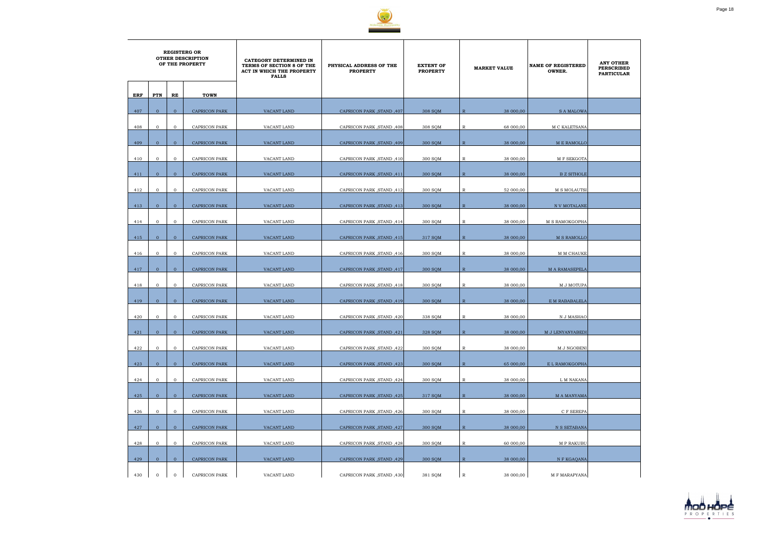| REGISTERG OR OTHER DESCRIPTION OF THE PROPERTY | | | | CATEGORY DETERMINED IN TERMS OF SECTION 8 OF THE ACT IN WHICH THE PROPERTY FALLS | PHYSICAL ADDRESS OF THE PROPERTY | EXTENT OF PROPERTY | MARKET VALUE | | NAME OF REGISTERED OWNER. | ANY OTHER PERSCRIBED PARTICULAR |
|---|---|---|---|---|---|---|---|---|---|---|
| ERF | PTN | RE | TOWN | | | | | | | |
| 407 | 0 | 0 | CAPRICON PARK | VACANT LAND | CAPRICON PARK ,STAND ,407 | 308 SQM | R | 38 000,00 | S A MALOWA | |
| 408 | 0 | 0 | CAPRICON PARK | VACANT LAND | CAPRICON PARK ,STAND ,408 | 308 SQM | R | 68 000,00 | M C KALETSANA | |
| 409 | 0 | 0 | CAPRICON PARK | VACANT LAND | CAPRICON PARK ,STAND ,409 | 300 SQM | R | 38 000,00 | M E RAMOLLO | |
| 410 | 0 | 0 | CAPRICON PARK | VACANT LAND | CAPRICON PARK ,STAND ,410 | 300 SQM | R | 38 000,00 | M F SEKGOTA | |
| 411 | 0 | 0 | CAPRICON PARK | VACANT LAND | CAPRICON PARK ,STAND ,411 | 300 SQM | R | 38 000,00 | B Z SITHOLE | |
| 412 | 0 | 0 | CAPRICON PARK | VACANT LAND | CAPRICON PARK ,STAND ,412 | 300 SQM | R | 52 000,00 | M S MOLAUTSI | |
| 413 | 0 | 0 | CAPRICON PARK | VACANT LAND | CAPRICON PARK ,STAND ,413 | 300 SQM | R | 38 000,00 | N V MOTALANE | |
| 414 | 0 | 0 | CAPRICON PARK | VACANT LAND | CAPRICON PARK ,STAND ,414 | 300 SQM | R | 38 000,00 | M S RAMOKGOPHA | |
| 415 | 0 | 0 | CAPRICON PARK | VACANT LAND | CAPRICON PARK ,STAND ,415 | 317 SQM | R | 38 000,00 | M S RAMOLLO | |
| 416 | 0 | 0 | CAPRICON PARK | VACANT LAND | CAPRICON PARK ,STAND ,416 | 300 SQM | R | 38 000,00 | M M CHAUKE | |
| 417 | 0 | 0 | CAPRICON PARK | VACANT LAND | CAPRICON PARK ,STAND ,417 | 300 SQM | R | 38 000,00 | M A RAMASEPELA | |
| 418 | 0 | 0 | CAPRICON PARK | VACANT LAND | CAPRICON PARK ,STAND ,418 | 300 SQM | R | 38 000,00 | M J MOTUPA | |
| 419 | 0 | 0 | CAPRICON PARK | VACANT LAND | CAPRICON PARK ,STAND ,419 | 300 SQM | R | 38 000,00 | E M RABABALELA | |
| 420 | 0 | 0 | CAPRICON PARK | VACANT LAND | CAPRICON PARK ,STAND ,420 | 338 SQM | R | 38 000,00 | N J MASHAO | |
| 421 | 0 | 0 | CAPRICON PARK | VACANT LAND | CAPRICON PARK ,STAND ,421 | 328 SQM | R | 38 000,00 | M J LENYANYABEDI | |
| 422 | 0 | 0 | CAPRICON PARK | VACANT LAND | CAPRICON PARK ,STAND ,422 | 300 SQM | R | 38 000,00 | M J NGOBENI | |
| 423 | 0 | 0 | CAPRICON PARK | VACANT LAND | CAPRICON PARK ,STAND ,423 | 300 SQM | R | 65 000,00 | E L RAMOKGOPHA | |
| 424 | 0 | 0 | CAPRICON PARK | VACANT LAND | CAPRICON PARK ,STAND ,424 | 300 SQM | R | 38 000,00 | L M NAKANA | |
| 425 | 0 | 0 | CAPRICON PARK | VACANT LAND | CAPRICON PARK ,STAND ,425 | 317 SQM | R | 38 000,00 | M A MANYAMA | |
| 426 | 0 | 0 | CAPRICON PARK | VACANT LAND | CAPRICON PARK ,STAND ,426 | 300 SQM | R | 38 000,00 | C F SEREPA | |
| 427 | 0 | 0 | CAPRICON PARK | VACANT LAND | CAPRICON PARK ,STAND ,427 | 300 SQM | R | 38 000,00 | N S SETABANA | |
| 428 | 0 | 0 | CAPRICON PARK | VACANT LAND | CAPRICON PARK ,STAND ,428 | 300 SQM | R | 60 000,00 | M P RAKUBU | |
| 429 | 0 | 0 | CAPRICON PARK | VACANT LAND | CAPRICON PARK ,STAND ,429 | 300 SQM | R | 38 000,00 | N F KGAQANA | |
| 430 | 0 | 0 | CAPRICON PARK | VACANT LAND | CAPRICON PARK ,STAND ,430 | 381 SQM | R | 38 000,00 | M F MARAPYANA | |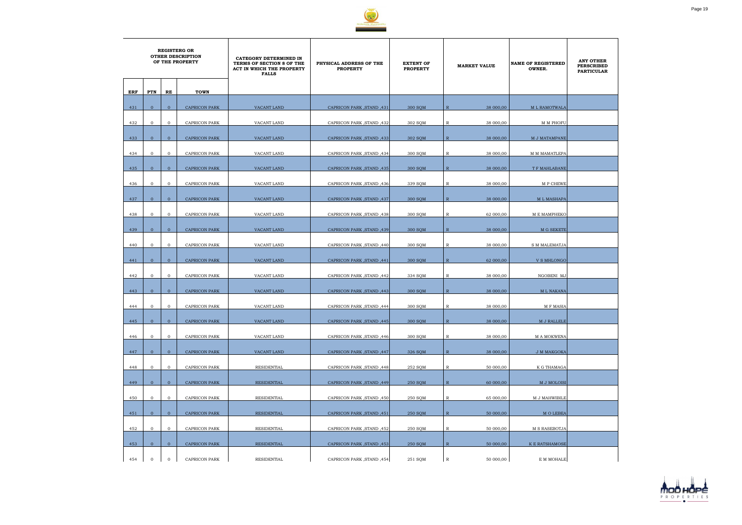| REGISTERG OR OTHER DESCRIPTION OF THE PROPERTY | | | | CATEGORY DETERMINED IN TERMS OF SECTION 8 OF THE ACT IN WHICH THE PROPERTY FALLS | PHYSICAL ADDRESS OF THE PROPERTY | EXTENT OF PROPERTY | MARKET VALUE | NAME OF REGISTERED OWNER. | ANY OTHER PERSCRIBED PARTICULAR |
|---|---|---|---|---|---|---|---|---|---|
| ERF | PTN | RE | TOWN | | | | | | |
| 431 | 0 | 0 | CAPRICON PARK | VACANT LAND | CAPRICON PARK ,STAND ,431 | 300 SQM | R 38 000,00 | M L RAMOTWALA | |
| 432 | 0 | 0 | CAPRICON PARK | VACANT LAND | CAPRICON PARK ,STAND ,432 | 302 SQM | R 38 000,00 | M M PHOFU | |
| 433 | 0 | 0 | CAPRICON PARK | VACANT LAND | CAPRICON PARK ,STAND ,433 | 302 SQM | R 38 000,00 | M J MATAMPANE | |
| 434 | 0 | 0 | CAPRICON PARK | VACANT LAND | CAPRICON PARK ,STAND ,434 | 300 SQM | R 38 000,00 | M M MAMATLEPA | |
| 435 | 0 | 0 | CAPRICON PARK | VACANT LAND | CAPRICON PARK ,STAND ,435 | 300 SQM | R 38 000,00 | T F MAHLABANE | |
| 436 | 0 | 0 | CAPRICON PARK | VACANT LAND | CAPRICON PARK ,STAND ,436 | 339 SQM | R 38 000,00 | M P CHEWE | |
| 437 | 0 | 0 | CAPRICON PARK | VACANT LAND | CAPRICON PARK ,STAND ,437 | 300 SQM | R 38 000,00 | M L MASHAPA | |
| 438 | 0 | 0 | CAPRICON PARK | VACANT LAND | CAPRICON PARK ,STAND ,438 | 300 SQM | R 62 000,00 | M E MAMPHEKO | |
| 439 | 0 | 0 | CAPRICON PARK | VACANT LAND | CAPRICON PARK ,STAND ,439 | 300 SQM | R 38 000,00 | M G SEKETE | |
| 440 | 0 | 0 | CAPRICON PARK | VACANT LAND | CAPRICON PARK ,STAND ,440 | 300 SQM | R 38 000,00 | S M MALEMATJA | |
| 441 | 0 | 0 | CAPRICON PARK | VACANT LAND | CAPRICON PARK ,STAND ,441 | 300 SQM | R 62 000,00 | V S MHLONGO | |
| 442 | 0 | 0 | CAPRICON PARK | VACANT LAND | CAPRICON PARK ,STAND ,442 | 334 SQM | R 38 000,00 | NGOBENI MJ | |
| 443 | 0 | 0 | CAPRICON PARK | VACANT LAND | CAPRICON PARK ,STAND ,443 | 300 SQM | R 38 000,00 | M L NAKANA | |
| 444 | 0 | 0 | CAPRICON PARK | VACANT LAND | CAPRICON PARK ,STAND ,444 | 300 SQM | R 38 000,00 | M F MASIA | |
| 445 | 0 | 0 | CAPRICON PARK | VACANT LAND | CAPRICON PARK ,STAND ,445 | 300 SQM | R 38 000,00 | M J RALLELE | |
| 446 | 0 | 0 | CAPRICON PARK | VACANT LAND | CAPRICON PARK ,STAND ,446 | 300 SQM | R 38 000,00 | M A MOKWENA | |
| 447 | 0 | 0 | CAPRICON PARK | VACANT LAND | CAPRICON PARK ,STAND ,447 | 326 SQM | R 38 000,00 | J M MAKGOKA | |
| 448 | 0 | 0 | CAPRICON PARK | RESIDENTIAL | CAPRICON PARK ,STAND ,448 | 252 SQM | R 50 000,00 | K G THAMAGA | |
| 449 | 0 | 0 | CAPRICON PARK | RESIDENTIAL | CAPRICON PARK ,STAND ,449 | 250 SQM | R 60 000,00 | M J MOLOISI | |
| 450 | 0 | 0 | CAPRICON PARK | RESIDENTIAL | CAPRICON PARK ,STAND ,450 | 250 SQM | R 65 000,00 | M J MAHWIBILE | |
| 451 | 0 | 0 | CAPRICON PARK | RESIDENTIAL | CAPRICON PARK ,STAND ,451 | 250 SQM | R 50 000,00 | M O LEBEA | |
| 452 | 0 | 0 | CAPRICON PARK | RESIDENTIAL | CAPRICON PARK ,STAND ,452 | 250 SQM | R 50 000,00 | M S RASEBOTJA | |
| 453 | 0 | 0 | CAPRICON PARK | RESIDENTIAL | CAPRICON PARK ,STAND ,453 | 250 SQM | R 50 000,00 | K E RATSHAMOSE | |
| 454 | 0 | 0 | CAPRICON PARK | RESIDENTIAL | CAPRICON PARK ,STAND ,454 | 251 SQM | R 50 000,00 | E M MOHALE | |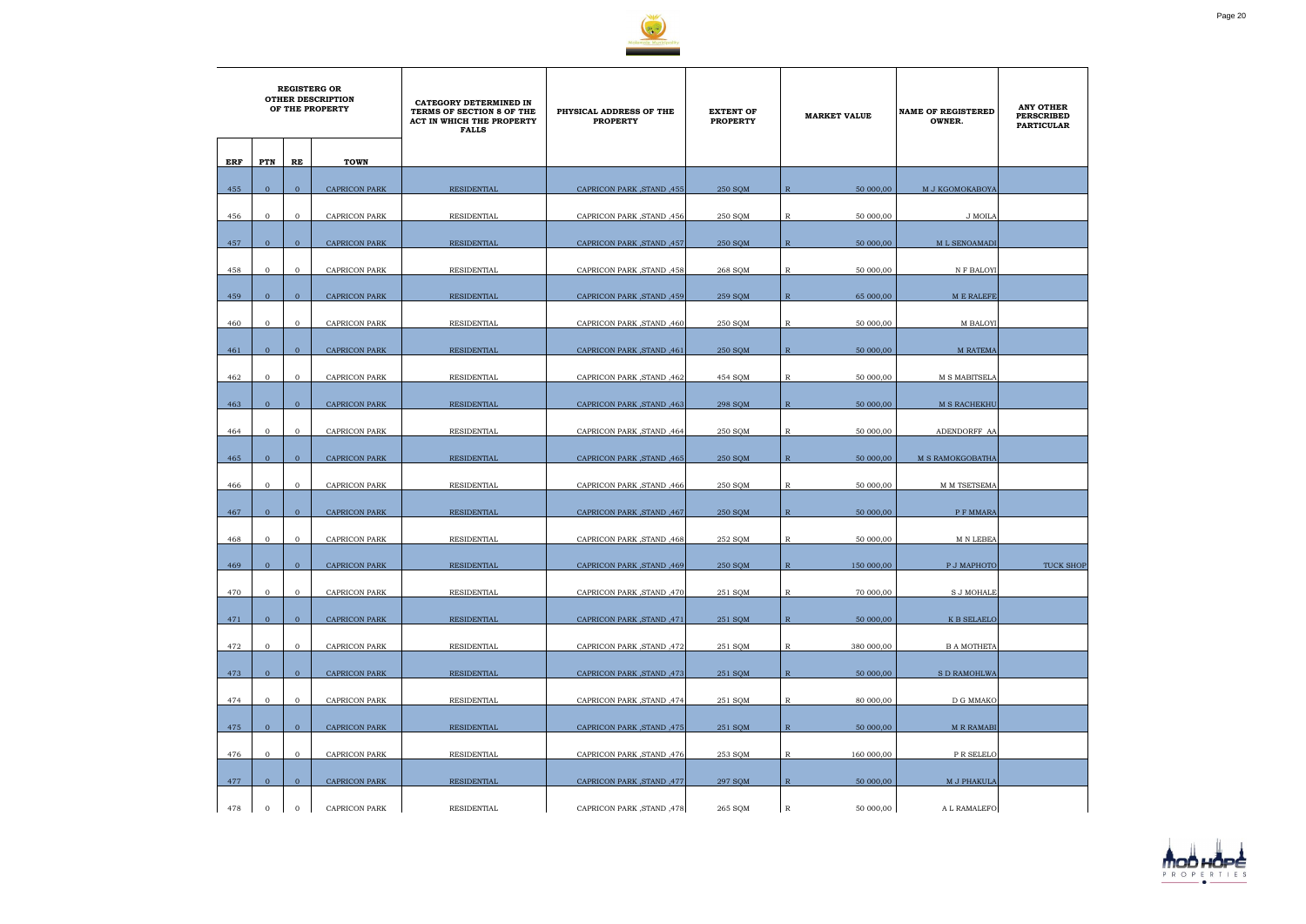| REGISTERG OR OTHER DESCRIPTION OF THE PROPERTY | | | | CATEGORY DETERMINED IN TERMS OF SECTION 8 OF THE ACT IN WHICH THE PROPERTY FALLS | PHYSICAL ADDRESS OF THE PROPERTY | EXTENT OF PROPERTY | MARKET VALUE | | NAME OF REGISTERED OWNER. | ANY OTHER PERSCRIBED PARTICULAR |
|---|---|---|---|---|---|---|---|---|---|---|
| ERF | PTN | RE | TOWN | | | | | | | |
| 455 | 0 | 0 | CAPRICON PARK | RESIDENTIAL | CAPRICON PARK ,STAND ,455 | 250 SQM | R | 50 000,00 | M J KGOMOKABOYA | |
| 456 | 0 | 0 | CAPRICON PARK | RESIDENTIAL | CAPRICON PARK ,STAND ,456 | 250 SQM | R | 50 000,00 | J MOILA | |
| 457 | 0 | 0 | CAPRICON PARK | RESIDENTIAL | CAPRICON PARK ,STAND ,457 | 250 SQM | R | 50 000,00 | M L SENOAMADI | |
| 458 | 0 | 0 | CAPRICON PARK | RESIDENTIAL | CAPRICON PARK ,STAND ,458 | 268 SQM | R | 50 000,00 | N F BALOYI | |
| 459 | 0 | 0 | CAPRICON PARK | RESIDENTIAL | CAPRICON PARK ,STAND ,459 | 259 SQM | R | 65 000,00 | M E RALEFE | |
| 460 | 0 | 0 | CAPRICON PARK | RESIDENTIAL | CAPRICON PARK ,STAND ,460 | 250 SQM | R | 50 000,00 | M BALOYI | |
| 461 | 0 | 0 | CAPRICON PARK | RESIDENTIAL | CAPRICON PARK ,STAND ,461 | 250 SQM | R | 50 000,00 | M RATEMA | |
| 462 | 0 | 0 | CAPRICON PARK | RESIDENTIAL | CAPRICON PARK ,STAND ,462 | 454 SQM | R | 50 000,00 | M S MABITSELA | |
| 463 | 0 | 0 | CAPRICON PARK | RESIDENTIAL | CAPRICON PARK ,STAND ,463 | 298 SQM | R | 50 000,00 | M S RACHEKHU | |
| 464 | 0 | 0 | CAPRICON PARK | RESIDENTIAL | CAPRICON PARK ,STAND ,464 | 250 SQM | R | 50 000,00 | ADENDORFF AA | |
| 465 | 0 | 0 | CAPRICON PARK | RESIDENTIAL | CAPRICON PARK ,STAND ,465 | 250 SQM | R | 50 000,00 | M S RAMOKGOBATHA | |
| 466 | 0 | 0 | CAPRICON PARK | RESIDENTIAL | CAPRICON PARK ,STAND ,466 | 250 SQM | R | 50 000,00 | M M TSETSEMA | |
| 467 | 0 | 0 | CAPRICON PARK | RESIDENTIAL | CAPRICON PARK ,STAND ,467 | 250 SQM | R | 50 000,00 | P F MMARA | |
| 468 | 0 | 0 | CAPRICON PARK | RESIDENTIAL | CAPRICON PARK ,STAND ,468 | 252 SQM | R | 50 000,00 | M N LEBEA | |
| 469 | 0 | 0 | CAPRICON PARK | RESIDENTIAL | CAPRICON PARK ,STAND ,469 | 250 SQM | R | 150 000,00 | P J MAPHOTO | TUCK SHOP |
| 470 | 0 | 0 | CAPRICON PARK | RESIDENTIAL | CAPRICON PARK ,STAND ,470 | 251 SQM | R | 70 000,00 | S J MOHALE | |
| 471 | 0 | 0 | CAPRICON PARK | RESIDENTIAL | CAPRICON PARK ,STAND ,471 | 251 SQM | R | 50 000,00 | K B SELAELO | |
| 472 | 0 | 0 | CAPRICON PARK | RESIDENTIAL | CAPRICON PARK ,STAND ,472 | 251 SQM | R | 380 000,00 | B A MOTHETA | |
| 473 | 0 | 0 | CAPRICON PARK | RESIDENTIAL | CAPRICON PARK ,STAND ,473 | 251 SQM | R | 50 000,00 | S D RAMOHLWA | |
| 474 | 0 | 0 | CAPRICON PARK | RESIDENTIAL | CAPRICON PARK ,STAND ,474 | 251 SQM | R | 80 000,00 | D G MMAKO | |
| 475 | 0 | 0 | CAPRICON PARK | RESIDENTIAL | CAPRICON PARK ,STAND ,475 | 251 SQM | R | 50 000,00 | M R RAMABI | |
| 476 | 0 | 0 | CAPRICON PARK | RESIDENTIAL | CAPRICON PARK ,STAND ,476 | 253 SQM | R | 160 000,00 | P R SELELO | |
| 477 | 0 | 0 | CAPRICON PARK | RESIDENTIAL | CAPRICON PARK ,STAND ,477 | 297 SQM | R | 50 000,00 | M J PHAKULA | |
| 478 | 0 | 0 | CAPRICON PARK | RESIDENTIAL | CAPRICON PARK ,STAND ,478 | 265 SQM | R | 50 000,00 | A L RAMALEFO | |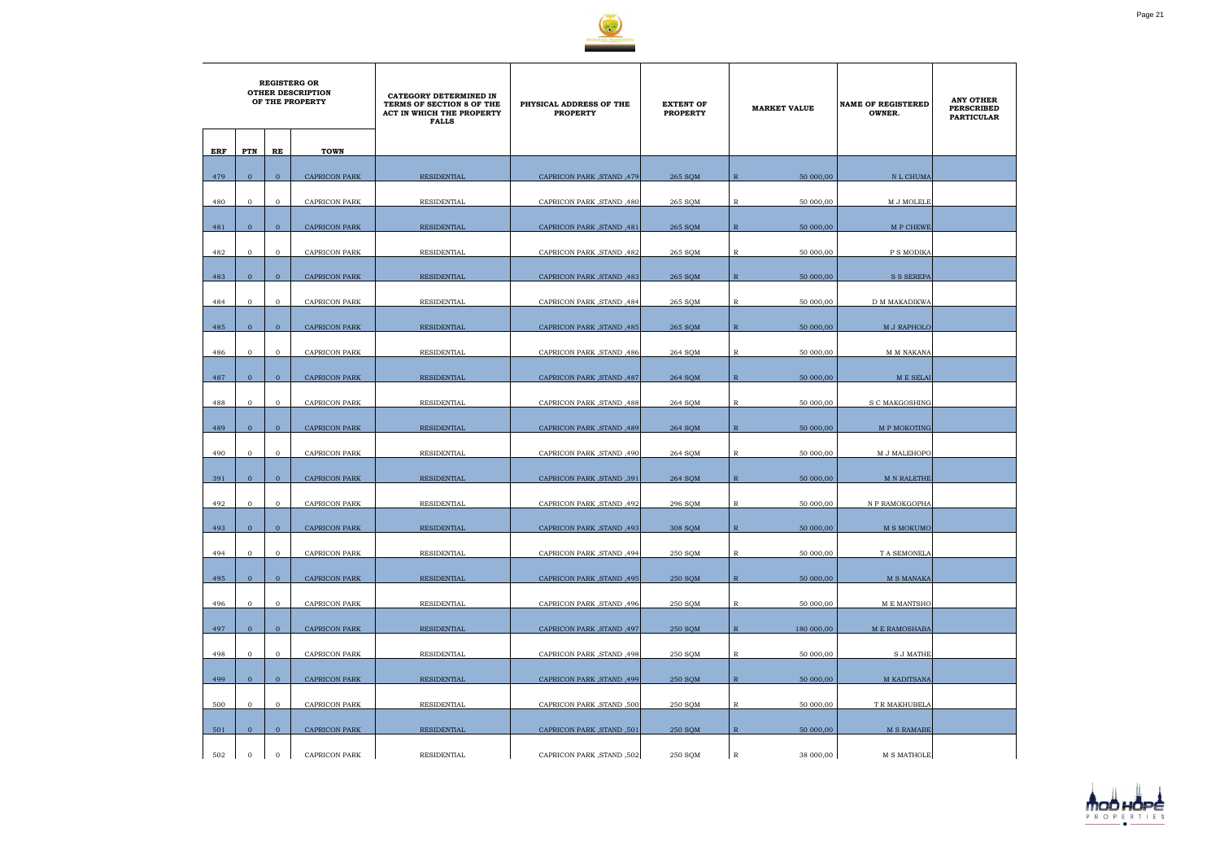| REGISTERG OR OTHER DESCRIPTION OF THE PROPERTY | | | | CATEGORY DETERMINED IN TERMS OF SECTION 8 OF THE ACT IN WHICH THE PROPERTY FALLS | PHYSICAL ADDRESS OF THE PROPERTY | EXTENT OF PROPERTY | MARKET VALUE | | NAME OF REGISTERED OWNER. | ANY OTHER PERSCRIBED PARTICULAR |
|---|---|---|---|---|---|---|---|---|---|---|
| ERF | PTN | RE | TOWN | | | | | | | |
| 479 | 0 | 0 | CAPRICON PARK | RESIDENTIAL | CAPRICON PARK ,STAND ,479 | 265 SQM | R | 50 000,00 | N L CHUMA | |
| 480 | 0 | 0 | CAPRICON PARK | RESIDENTIAL | CAPRICON PARK ,STAND ,480 | 265 SQM | R | 50 000,00 | M J MOLELE | |
| 481 | 0 | 0 | CAPRICON PARK | RESIDENTIAL | CAPRICON PARK ,STAND ,481 | 265 SQM | R | 50 000,00 | M P CHEWE | |
| 482 | 0 | 0 | CAPRICON PARK | RESIDENTIAL | CAPRICON PARK ,STAND ,482 | 265 SQM | R | 50 000,00 | P S MODIKA | |
| 483 | 0 | 0 | CAPRICON PARK | RESIDENTIAL | CAPRICON PARK ,STAND ,483 | 265 SQM | R | 50 000,00 | S S SEREPA | |
| 484 | 0 | 0 | CAPRICON PARK | RESIDENTIAL | CAPRICON PARK ,STAND ,484 | 265 SQM | R | 50 000,00 | D M MAKADIKWA | |
| 485 | 0 | 0 | CAPRICON PARK | RESIDENTIAL | CAPRICON PARK ,STAND ,485 | 265 SQM | R | 50 000,00 | M J RAPHOLO | |
| 486 | 0 | 0 | CAPRICON PARK | RESIDENTIAL | CAPRICON PARK ,STAND ,486 | 264 SQM | R | 50 000,00 | M M NAKANA | |
| 487 | 0 | 0 | CAPRICON PARK | RESIDENTIAL | CAPRICON PARK ,STAND ,487 | 264 SQM | R | 50 000,00 | M E SELAI | |
| 488 | 0 | 0 | CAPRICON PARK | RESIDENTIAL | CAPRICON PARK ,STAND ,488 | 264 SQM | R | 50 000,00 | S C MAKGOSHING | |
| 489 | 0 | 0 | CAPRICON PARK | RESIDENTIAL | CAPRICON PARK ,STAND ,489 | 264 SQM | R | 50 000,00 | M P MOKOTING | |
| 490 | 0 | 0 | CAPRICON PARK | RESIDENTIAL | CAPRICON PARK ,STAND ,490 | 264 SQM | R | 50 000,00 | M J MALEHOPO | |
| 391 | 0 | 0 | CAPRICON PARK | RESIDENTIAL | CAPRICON PARK ,STAND ,391 | 264 SQM | R | 50 000,00 | M N RALETHE | |
| 492 | 0 | 0 | CAPRICON PARK | RESIDENTIAL | CAPRICON PARK ,STAND ,492 | 296 SQM | R | 50 000,00 | N P RAMOKGOPHA | |
| 493 | 0 | 0 | CAPRICON PARK | RESIDENTIAL | CAPRICON PARK ,STAND ,493 | 308 SQM | R | 50 000,00 | M S MOKUMO | |
| 494 | 0 | 0 | CAPRICON PARK | RESIDENTIAL | CAPRICON PARK ,STAND ,494 | 250 SQM | R | 50 000,00 | T A SEMONELA | |
| 495 | 0 | 0 | CAPRICON PARK | RESIDENTIAL | CAPRICON PARK ,STAND ,495 | 250 SQM | R | 50 000,00 | M S MANAKA | |
| 496 | 0 | 0 | CAPRICON PARK | RESIDENTIAL | CAPRICON PARK ,STAND ,496 | 250 SQM | R | 50 000,00 | M E MANTSHO | |
| 497 | 0 | 0 | CAPRICON PARK | RESIDENTIAL | CAPRICON PARK ,STAND ,497 | 250 SQM | R | 180 000,00 | M E RAMOSHABA | |
| 498 | 0 | 0 | CAPRICON PARK | RESIDENTIAL | CAPRICON PARK ,STAND ,498 | 250 SQM | R | 50 000,00 | S J MATHE | |
| 499 | 0 | 0 | CAPRICON PARK | RESIDENTIAL | CAPRICON PARK ,STAND ,499 | 250 SQM | R | 50 000,00 | M KADITSANA | |
| 500 | 0 | 0 | CAPRICON PARK | RESIDENTIAL | CAPRICON PARK ,STAND ,500 | 250 SQM | R | 50 000,00 | T R MAKHUBELA | |
| 501 | 0 | 0 | CAPRICON PARK | RESIDENTIAL | CAPRICON PARK ,STAND ,501 | 250 SQM | R | 50 000,00 | M S RAMABE | |
| 502 | 0 | 0 | CAPRICON PARK | RESIDENTIAL | CAPRICON PARK ,STAND ,502 | 250 SQM | R | 38 000,00 | M S MATHOLE | |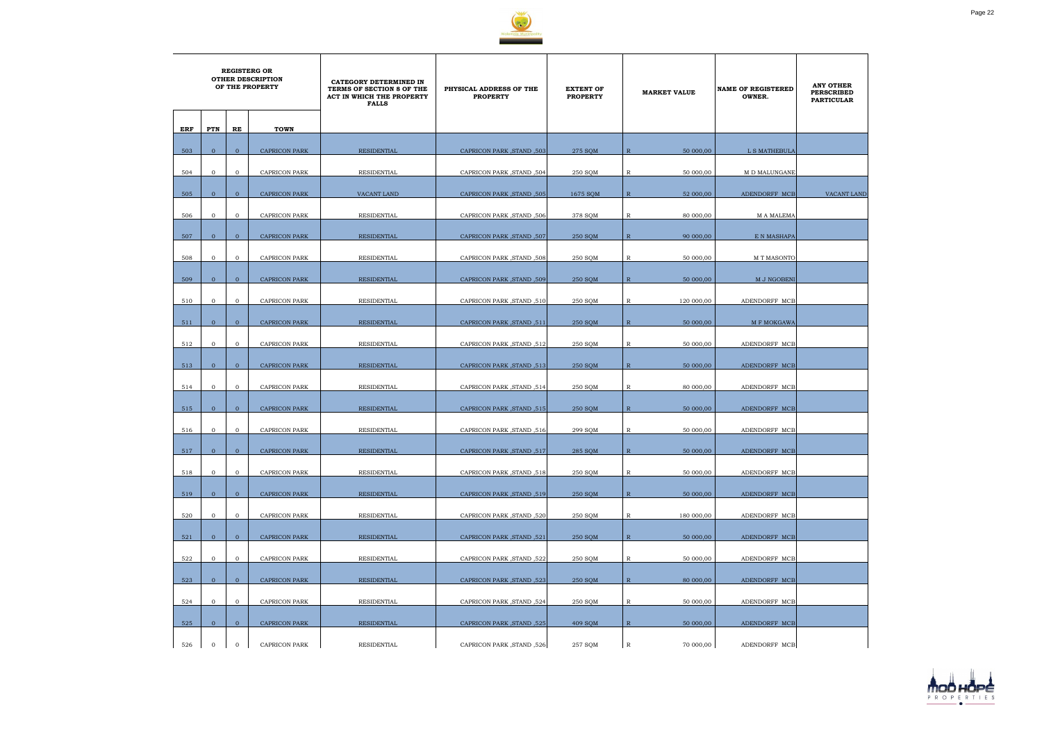| REGISTERG OR OTHER DESCRIPTION OF THE PROPERTY | | | | CATEGORY DETERMINED IN TERMS OF SECTION 8 OF THE ACT IN WHICH THE PROPERTY FALLS | PHYSICAL ADDRESS OF THE PROPERTY | EXTENT OF PROPERTY | MARKET VALUE | | NAME OF REGISTERED OWNER. | ANY OTHER PERSCRIBED PARTICULAR |
|---|---|---|---|---|---|---|---|---|---|---|
| ERF | PTN | RE | TOWN | | | | | | | |
| 503 | 0 | 0 | CAPRICON PARK | RESIDENTIAL | CAPRICON PARK ,STAND ,503 | 275 SQM | R | 50 000,00 | L S MATHEBULA | |
| 504 | 0 | 0 | CAPRICON PARK | RESIDENTIAL | CAPRICON PARK ,STAND ,504 | 250 SQM | R | 50 000,00 | M D MALUNGANE | |
| 505 | 0 | 0 | CAPRICON PARK | VACANT LAND | CAPRICON PARK ,STAND ,505 | 1675 SQM | R | 52 000,00 | ADENDORFF MCB | VACANT LAND |
| 506 | 0 | 0 | CAPRICON PARK | RESIDENTIAL | CAPRICON PARK ,STAND ,506 | 378 SQM | R | 80 000,00 | M A MALEMA | |
| 507 | 0 | 0 | CAPRICON PARK | RESIDENTIAL | CAPRICON PARK ,STAND ,507 | 250 SQM | R | 90 000,00 | E N MASHAPA | |
| 508 | 0 | 0 | CAPRICON PARK | RESIDENTIAL | CAPRICON PARK ,STAND ,508 | 250 SQM | R | 50 000,00 | M T MASONTO | |
| 509 | 0 | 0 | CAPRICON PARK | RESIDENTIAL | CAPRICON PARK ,STAND ,509 | 250 SQM | R | 50 000,00 | M J NGOBENI | |
| 510 | 0 | 0 | CAPRICON PARK | RESIDENTIAL | CAPRICON PARK ,STAND ,510 | 250 SQM | R | 120 000,00 | ADENDORFF MCB | |
| 511 | 0 | 0 | CAPRICON PARK | RESIDENTIAL | CAPRICON PARK ,STAND ,511 | 250 SQM | R | 50 000,00 | M F MOKGAWA | |
| 512 | 0 | 0 | CAPRICON PARK | RESIDENTIAL | CAPRICON PARK ,STAND ,512 | 250 SQM | R | 50 000,00 | ADENDORFF MCB | |
| 513 | 0 | 0 | CAPRICON PARK | RESIDENTIAL | CAPRICON PARK ,STAND ,513 | 250 SQM | R | 50 000,00 | ADENDORFF MCB | |
| 514 | 0 | 0 | CAPRICON PARK | RESIDENTIAL | CAPRICON PARK ,STAND ,514 | 250 SQM | R | 80 000,00 | ADENDORFF MCB | |
| 515 | 0 | 0 | CAPRICON PARK | RESIDENTIAL | CAPRICON PARK ,STAND ,515 | 250 SQM | R | 50 000,00 | ADENDORFF MCB | |
| 516 | 0 | 0 | CAPRICON PARK | RESIDENTIAL | CAPRICON PARK ,STAND ,516 | 299 SQM | R | 50 000,00 | ADENDORFF MCB | |
| 517 | 0 | 0 | CAPRICON PARK | RESIDENTIAL | CAPRICON PARK ,STAND ,517 | 285 SQM | R | 50 000,00 | ADENDORFF MCB | |
| 518 | 0 | 0 | CAPRICON PARK | RESIDENTIAL | CAPRICON PARK ,STAND ,518 | 250 SQM | R | 50 000,00 | ADENDORFF MCB | |
| 519 | 0 | 0 | CAPRICON PARK | RESIDENTIAL | CAPRICON PARK ,STAND ,519 | 250 SQM | R | 50 000,00 | ADENDORFF MCB | |
| 520 | 0 | 0 | CAPRICON PARK | RESIDENTIAL | CAPRICON PARK ,STAND ,520 | 250 SQM | R | 180 000,00 | ADENDORFF MCB | |
| 521 | 0 | 0 | CAPRICON PARK | RESIDENTIAL | CAPRICON PARK ,STAND ,521 | 250 SQM | R | 50 000,00 | ADENDORFF MCB | |
| 522 | 0 | 0 | CAPRICON PARK | RESIDENTIAL | CAPRICON PARK ,STAND ,522 | 250 SQM | R | 50 000,00 | ADENDORFF MCB | |
| 523 | 0 | 0 | CAPRICON PARK | RESIDENTIAL | CAPRICON PARK ,STAND ,523 | 250 SQM | R | 80 000,00 | ADENDORFF MCB | |
| 524 | 0 | 0 | CAPRICON PARK | RESIDENTIAL | CAPRICON PARK ,STAND ,524 | 250 SQM | R | 50 000,00 | ADENDORFF MCB | |
| 525 | 0 | 0 | CAPRICON PARK | RESIDENTIAL | CAPRICON PARK ,STAND ,525 | 409 SQM | R | 50 000,00 | ADENDORFF MCB | |
| 526 | 0 | 0 | CAPRICON PARK | RESIDENTIAL | CAPRICON PARK ,STAND ,526 | 257 SQM | R | 70 000,00 | ADENDORFF MCB | |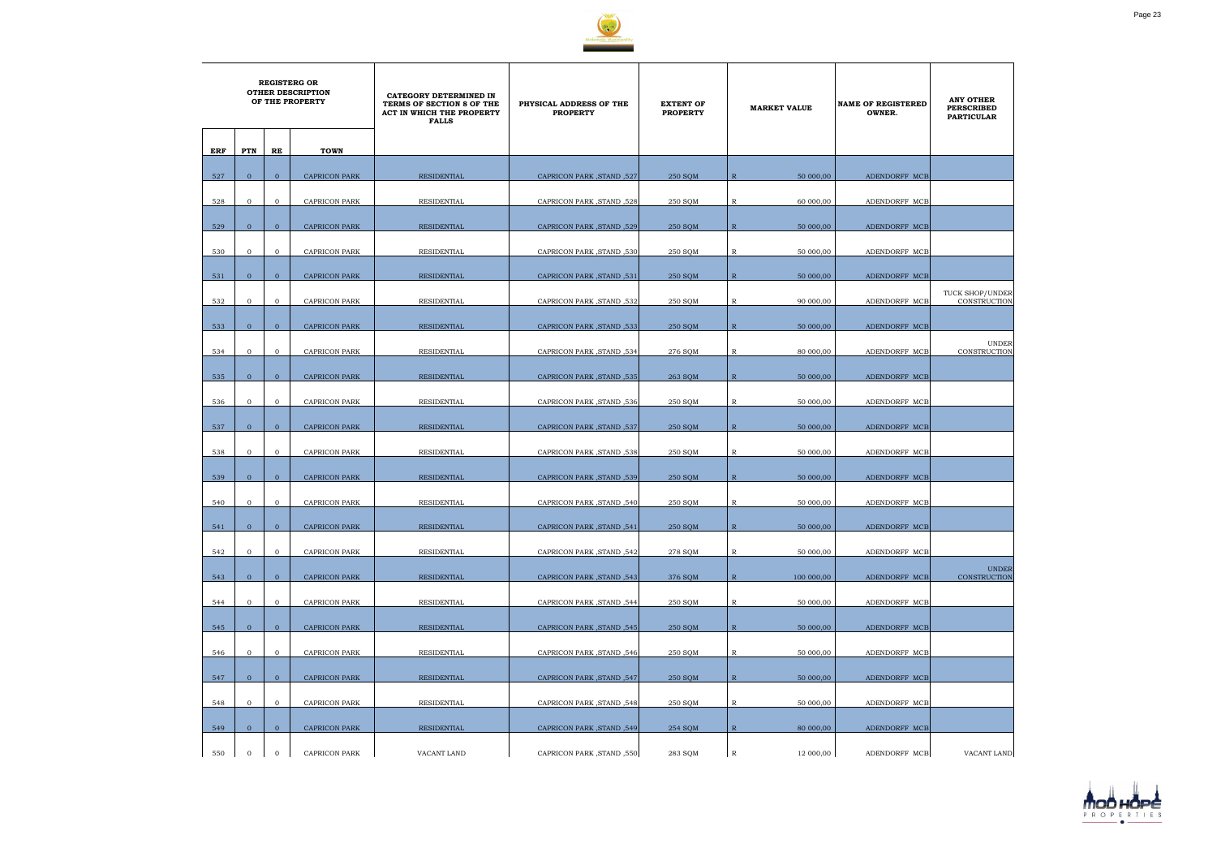| REGISTERG OR OTHER DESCRIPTION OF THE PROPERTY | | | | CATEGORY DETERMINED IN TERMS OF SECTION 8 OF THE ACT IN WHICH THE PROPERTY FALLS | PHYSICAL ADDRESS OF THE PROPERTY | EXTENT OF PROPERTY | MARKET VALUE | | NAME OF REGISTERED OWNER. | ANY OTHER PERSCRIBED PARTICULAR |
|---|---|---|---|---|---|---|---|---|---|---|
| ERF | PTN | RE | TOWN | | | | | | | |
| 527 | 0 | 0 | CAPRICON PARK | RESIDENTIAL | CAPRICON PARK ,STAND ,527 | 250 SQM | R | 50 000,00 | ADENDORFF MCB | |
| 528 | 0 | 0 | CAPRICON PARK | RESIDENTIAL | CAPRICON PARK ,STAND ,528 | 250 SQM | R | 60 000,00 | ADENDORFF MCB | |
| 529 | 0 | 0 | CAPRICON PARK | RESIDENTIAL | CAPRICON PARK ,STAND ,529 | 250 SQM | R | 50 000,00 | ADENDORFF MCB | |
| 530 | 0 | 0 | CAPRICON PARK | RESIDENTIAL | CAPRICON PARK ,STAND ,530 | 250 SQM | R | 50 000,00 | ADENDORFF MCB | |
| 531 | 0 | 0 | CAPRICON PARK | RESIDENTIAL | CAPRICON PARK ,STAND ,531 | 250 SQM | R | 50 000,00 | ADENDORFF MCB | |
| 532 | 0 | 0 | CAPRICON PARK | RESIDENTIAL | CAPRICON PARK ,STAND ,532 | 250 SQM | R | 90 000,00 | ADENDORFF MCB | TUCK SHOP/UNDER CONSTRUCTION |
| 533 | 0 | 0 | CAPRICON PARK | RESIDENTIAL | CAPRICON PARK ,STAND ,533 | 250 SQM | R | 50 000,00 | ADENDORFF MCB | |
| 534 | 0 | 0 | CAPRICON PARK | RESIDENTIAL | CAPRICON PARK ,STAND ,534 | 276 SQM | R | 80 000,00 | ADENDORFF MCB | UNDER CONSTRUCTION |
| 535 | 0 | 0 | CAPRICON PARK | RESIDENTIAL | CAPRICON PARK ,STAND ,535 | 263 SQM | R | 50 000,00 | ADENDORFF MCB | |
| 536 | 0 | 0 | CAPRICON PARK | RESIDENTIAL | CAPRICON PARK ,STAND ,536 | 250 SQM | R | 50 000,00 | ADENDORFF MCB | |
| 537 | 0 | 0 | CAPRICON PARK | RESIDENTIAL | CAPRICON PARK ,STAND ,537 | 250 SQM | R | 50 000,00 | ADENDORFF MCB | |
| 538 | 0 | 0 | CAPRICON PARK | RESIDENTIAL | CAPRICON PARK ,STAND ,538 | 250 SQM | R | 50 000,00 | ADENDORFF MCB | |
| 539 | 0 | 0 | CAPRICON PARK | RESIDENTIAL | CAPRICON PARK ,STAND ,539 | 250 SQM | R | 50 000,00 | ADENDORFF MCB | |
| 540 | 0 | 0 | CAPRICON PARK | RESIDENTIAL | CAPRICON PARK ,STAND ,540 | 250 SQM | R | 50 000,00 | ADENDORFF MCB | |
| 541 | 0 | 0 | CAPRICON PARK | RESIDENTIAL | CAPRICON PARK ,STAND ,541 | 250 SQM | R | 50 000,00 | ADENDORFF MCB | |
| 542 | 0 | 0 | CAPRICON PARK | RESIDENTIAL | CAPRICON PARK ,STAND ,542 | 278 SQM | R | 50 000,00 | ADENDORFF MCB | |
| 543 | 0 | 0 | CAPRICON PARK | RESIDENTIAL | CAPRICON PARK ,STAND ,543 | 376 SQM | R | 100 000,00 | ADENDORFF MCB | UNDER CONSTRUCTION |
| 544 | 0 | 0 | CAPRICON PARK | RESIDENTIAL | CAPRICON PARK ,STAND ,544 | 250 SQM | R | 50 000,00 | ADENDORFF MCB | |
| 545 | 0 | 0 | CAPRICON PARK | RESIDENTIAL | CAPRICON PARK ,STAND ,545 | 250 SQM | R | 50 000,00 | ADENDORFF MCB | |
| 546 | 0 | 0 | CAPRICON PARK | RESIDENTIAL | CAPRICON PARK ,STAND ,546 | 250 SQM | R | 50 000,00 | ADENDORFF MCB | |
| 547 | 0 | 0 | CAPRICON PARK | RESIDENTIAL | CAPRICON PARK ,STAND ,547 | 250 SQM | R | 50 000,00 | ADENDORFF MCB | |
| 548 | 0 | 0 | CAPRICON PARK | RESIDENTIAL | CAPRICON PARK ,STAND ,548 | 250 SQM | R | 50 000,00 | ADENDORFF MCB | |
| 549 | 0 | 0 | CAPRICON PARK | RESIDENTIAL | CAPRICON PARK ,STAND ,549 | 254 SQM | R | 80 000,00 | ADENDORFF MCB | |
| 550 | 0 | 0 | CAPRICON PARK | VACANT LAND | CAPRICON PARK ,STAND ,550 | 283 SQM | R | 12 000,00 | ADENDORFF MCB | VACANT LAND |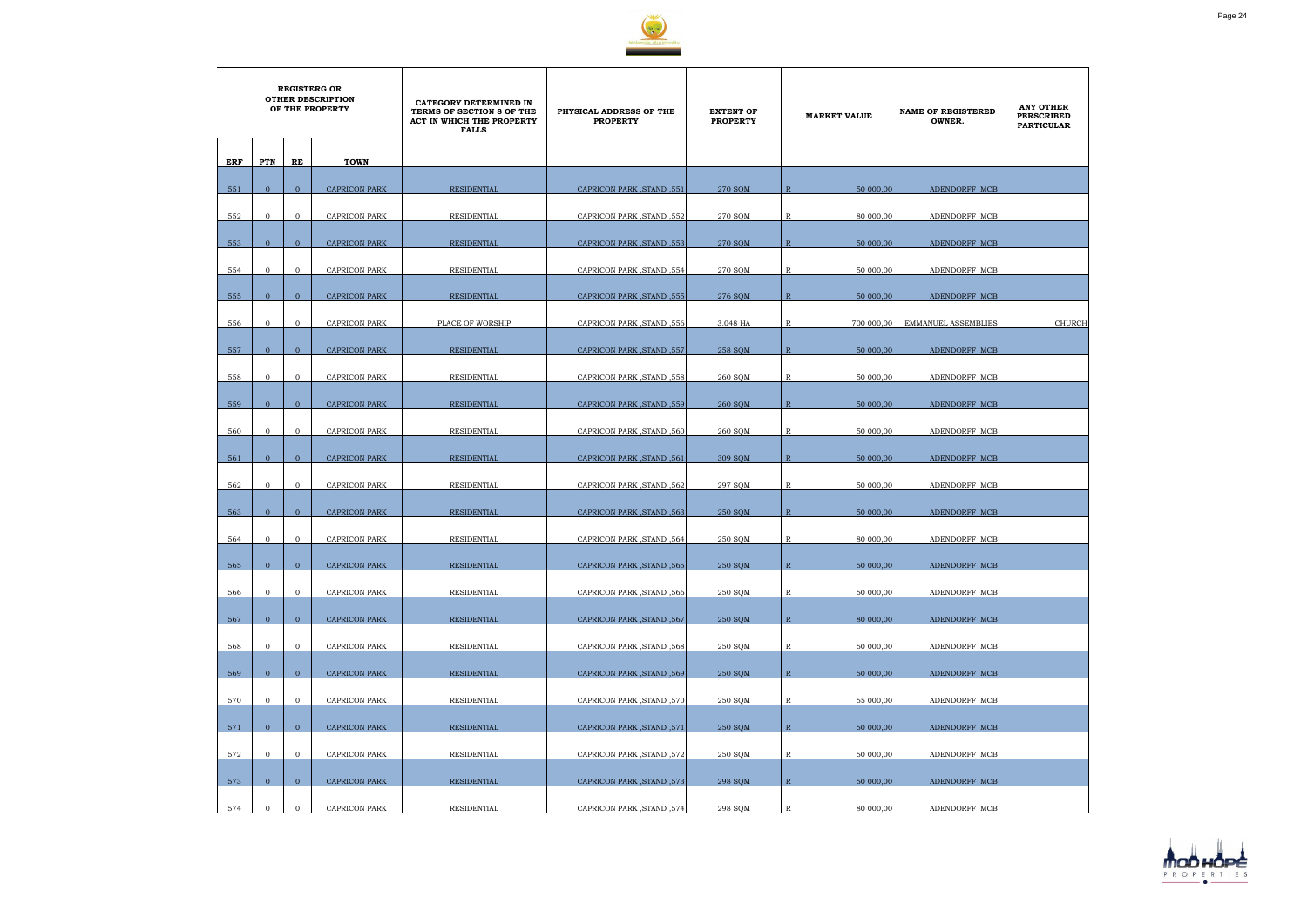| REGISTERG OR OTHER DESCRIPTION OF THE PROPERTY | | | | CATEGORY DETERMINED IN TERMS OF SECTION 8 OF THE ACT IN WHICH THE PROPERTY FALLS | PHYSICAL ADDRESS OF THE PROPERTY | EXTENT OF PROPERTY | MARKET VALUE | | NAME OF REGISTERED OWNER. | ANY OTHER PERSCRIBED PARTICULAR |
|---|---|---|---|---|---|---|---|---|---|---|
| ERF | PTN | RE | TOWN | | | | | | | |
| 551 | 0 | 0 | CAPRICON PARK | RESIDENTIAL | CAPRICON PARK ,STAND ,551 | 270 SQM | R | 50 000,00 | ADENDORFF MCB | |
| 552 | 0 | 0 | CAPRICON PARK | RESIDENTIAL | CAPRICON PARK ,STAND ,552 | 270 SQM | R | 80 000,00 | ADENDORFF MCB | |
| 553 | 0 | 0 | CAPRICON PARK | RESIDENTIAL | CAPRICON PARK ,STAND ,553 | 270 SQM | R | 50 000,00 | ADENDORFF MCB | |
| 554 | 0 | 0 | CAPRICON PARK | RESIDENTIAL | CAPRICON PARK ,STAND ,554 | 270 SQM | R | 50 000,00 | ADENDORFF MCB | |
| 555 | 0 | 0 | CAPRICON PARK | RESIDENTIAL | CAPRICON PARK ,STAND ,555 | 276 SQM | R | 50 000,00 | ADENDORFF MCB | |
| 556 | 0 | 0 | CAPRICON PARK | PLACE OF WORSHIP | CAPRICON PARK ,STAND ,556 | 3.048 HA | R | 700 000,00 | EMMANUEL ASSEMBLIES | CHURCH |
| 557 | 0 | 0 | CAPRICON PARK | RESIDENTIAL | CAPRICON PARK ,STAND ,557 | 258 SQM | R | 50 000,00 | ADENDORFF MCB | |
| 558 | 0 | 0 | CAPRICON PARK | RESIDENTIAL | CAPRICON PARK ,STAND ,558 | 260 SQM | R | 50 000,00 | ADENDORFF MCB | |
| 559 | 0 | 0 | CAPRICON PARK | RESIDENTIAL | CAPRICON PARK ,STAND ,559 | 260 SQM | R | 50 000,00 | ADENDORFF MCB | |
| 560 | 0 | 0 | CAPRICON PARK | RESIDENTIAL | CAPRICON PARK ,STAND ,560 | 260 SQM | R | 50 000,00 | ADENDORFF MCB | |
| 561 | 0 | 0 | CAPRICON PARK | RESIDENTIAL | CAPRICON PARK ,STAND ,561 | 309 SQM | R | 50 000,00 | ADENDORFF MCB | |
| 562 | 0 | 0 | CAPRICON PARK | RESIDENTIAL | CAPRICON PARK ,STAND ,562 | 297 SQM | R | 50 000,00 | ADENDORFF MCB | |
| 563 | 0 | 0 | CAPRICON PARK | RESIDENTIAL | CAPRICON PARK ,STAND ,563 | 250 SQM | R | 50 000,00 | ADENDORFF MCB | |
| 564 | 0 | 0 | CAPRICON PARK | RESIDENTIAL | CAPRICON PARK ,STAND ,564 | 250 SQM | R | 80 000,00 | ADENDORFF MCB | |
| 565 | 0 | 0 | CAPRICON PARK | RESIDENTIAL | CAPRICON PARK ,STAND ,565 | 250 SQM | R | 50 000,00 | ADENDORFF MCB | |
| 566 | 0 | 0 | CAPRICON PARK | RESIDENTIAL | CAPRICON PARK ,STAND ,566 | 250 SQM | R | 50 000,00 | ADENDORFF MCB | |
| 567 | 0 | 0 | CAPRICON PARK | RESIDENTIAL | CAPRICON PARK ,STAND ,567 | 250 SQM | R | 80 000,00 | ADENDORFF MCB | |
| 568 | 0 | 0 | CAPRICON PARK | RESIDENTIAL | CAPRICON PARK ,STAND ,568 | 250 SQM | R | 50 000,00 | ADENDORFF MCB | |
| 569 | 0 | 0 | CAPRICON PARK | RESIDENTIAL | CAPRICON PARK ,STAND ,569 | 250 SQM | R | 50 000,00 | ADENDORFF MCB | |
| 570 | 0 | 0 | CAPRICON PARK | RESIDENTIAL | CAPRICON PARK ,STAND ,570 | 250 SQM | R | 55 000,00 | ADENDORFF MCB | |
| 571 | 0 | 0 | CAPRICON PARK | RESIDENTIAL | CAPRICON PARK ,STAND ,571 | 250 SQM | R | 50 000,00 | ADENDORFF MCB | |
| 572 | 0 | 0 | CAPRICON PARK | RESIDENTIAL | CAPRICON PARK ,STAND ,572 | 250 SQM | R | 50 000,00 | ADENDORFF MCB | |
| 573 | 0 | 0 | CAPRICON PARK | RESIDENTIAL | CAPRICON PARK ,STAND ,573 | 298 SQM | R | 50 000,00 | ADENDORFF MCB | |
| 574 | 0 | 0 | CAPRICON PARK | RESIDENTIAL | CAPRICON PARK ,STAND ,574 | 298 SQM | R | 80 000,00 | ADENDORFF MCB | |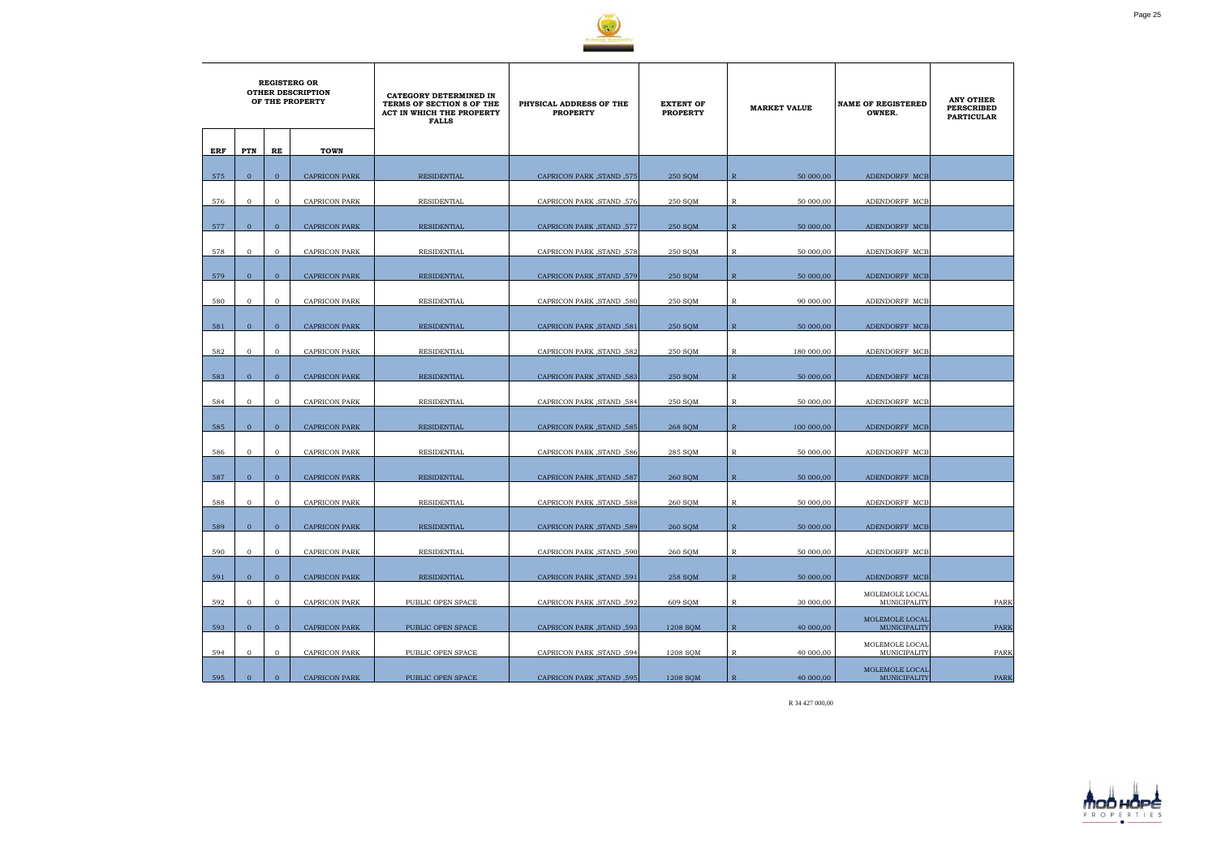| REGISTERG OR OTHER DESCRIPTION OF THE PROPERTY | | | | CATEGORY DETERMINED IN TERMS OF SECTION 8 OF THE ACT IN WHICH THE PROPERTY FALLS | PHYSICAL ADDRESS OF THE PROPERTY | EXTENT OF PROPERTY | MARKET VALUE | NAME OF REGISTERED OWNER. | ANY OTHER PERSCRIBED PARTICULAR |
|---|---|---|---|---|---|---|---|---|---|
| ERF | PTN | RE | TOWN | | | | | | |
| 575 | 0 | 0 | CAPRICON PARK | RESIDENTIAL | CAPRICON PARK ,STAND ,575 | 250 SQM | R 50 000,00 | ADENDORFF MCB | |
| 576 | 0 | 0 | CAPRICON PARK | RESIDENTIAL | CAPRICON PARK ,STAND ,576 | 250 SQM | R 50 000,00 | ADENDORFF MCB | |
| 577 | 0 | 0 | CAPRICON PARK | RESIDENTIAL | CAPRICON PARK ,STAND ,577 | 250 SQM | R 50 000,00 | ADENDORFF MCB | |
| 578 | 0 | 0 | CAPRICON PARK | RESIDENTIAL | CAPRICON PARK ,STAND ,578 | 250 SQM | R 50 000,00 | ADENDORFF MCB | |
| 579 | 0 | 0 | CAPRICON PARK | RESIDENTIAL | CAPRICON PARK ,STAND ,579 | 250 SQM | R 50 000,00 | ADENDORFF MCB | |
| 580 | 0 | 0 | CAPRICON PARK | RESIDENTIAL | CAPRICON PARK ,STAND ,580 | 250 SQM | R 90 000,00 | ADENDORFF MCB | |
| 581 | 0 | 0 | CAPRICON PARK | RESIDENTIAL | CAPRICON PARK ,STAND ,581 | 250 SQM | R 50 000,00 | ADENDORFF MCB | |
| 582 | 0 | 0 | CAPRICON PARK | RESIDENTIAL | CAPRICON PARK ,STAND ,582 | 250 SQM | R 180 000,00 | ADENDORFF MCB | |
| 583 | 0 | 0 | CAPRICON PARK | RESIDENTIAL | CAPRICON PARK ,STAND ,583 | 250 SQM | R 50 000,00 | ADENDORFF MCB | |
| 584 | 0 | 0 | CAPRICON PARK | RESIDENTIAL | CAPRICON PARK ,STAND ,584 | 250 SQM | R 50 000,00 | ADENDORFF MCB | |
| 585 | 0 | 0 | CAPRICON PARK | RESIDENTIAL | CAPRICON PARK ,STAND ,585 | 268 SQM | R 100 000,00 | ADENDORFF MCB | |
| 586 | 0 | 0 | CAPRICON PARK | RESIDENTIAL | CAPRICON PARK ,STAND ,586 | 285 SQM | R 50 000,00 | ADENDORFF MCB | |
| 587 | 0 | 0 | CAPRICON PARK | RESIDENTIAL | CAPRICON PARK ,STAND ,587 | 260 SQM | R 50 000,00 | ADENDORFF MCB | |
| 588 | 0 | 0 | CAPRICON PARK | RESIDENTIAL | CAPRICON PARK ,STAND ,588 | 260 SQM | R 50 000,00 | ADENDORFF MCB | |
| 589 | 0 | 0 | CAPRICON PARK | RESIDENTIAL | CAPRICON PARK ,STAND ,589 | 260 SQM | R 50 000,00 | ADENDORFF MCB | |
| 590 | 0 | 0 | CAPRICON PARK | RESIDENTIAL | CAPRICON PARK ,STAND ,590 | 260 SQM | R 50 000,00 | ADENDORFF MCB | |
| 591 | 0 | 0 | CAPRICON PARK | RESIDENTIAL | CAPRICON PARK ,STAND ,591 | 258 SQM | R 50 000,00 | ADENDORFF MCB | |
| 592 | 0 | 0 | CAPRICON PARK | PUBLIC OPEN SPACE | CAPRICON PARK ,STAND ,592 | 609 SQM | R 30 000,00 | MOLEMOLE LOCAL MUNICIPALITY | PARK |
| 593 | 0 | 0 | CAPRICON PARK | PUBLIC OPEN SPACE | CAPRICON PARK ,STAND ,593 | 1208 SQM | R 40 000,00 | MOLEMOLE LOCAL MUNICIPALITY | PARK |
| 594 | 0 | 0 | CAPRICON PARK | PUBLIC OPEN SPACE | CAPRICON PARK ,STAND ,594 | 1208 SQM | R 40 000,00 | MOLEMOLE LOCAL MUNICIPALITY | PARK |
| 595 | 0 | 0 | CAPRICON PARK | PUBLIC OPEN SPACE | CAPRICON PARK ,STAND ,595 | 1208 SQM | R 40 000,00 | MOLEMOLE LOCAL MUNICIPALITY | PARK |

R 34 427 000,00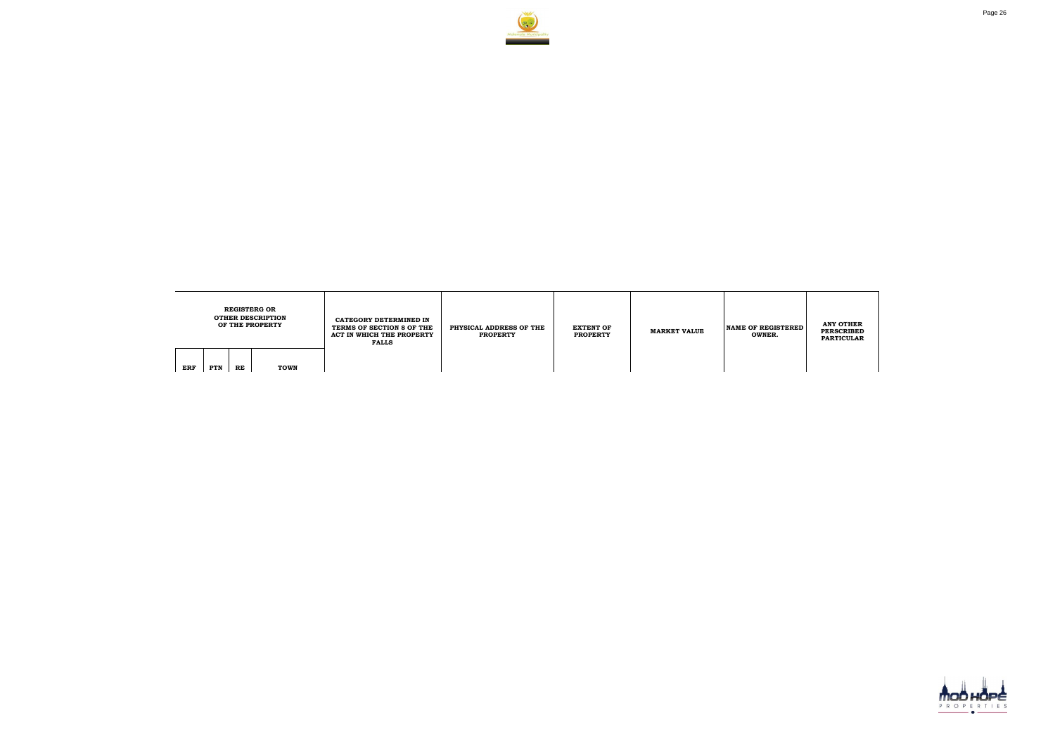| REGISTERG OR OTHER DESCRIPTION OF THE PROPERTY | | | | CATEGORY DETERMINED IN TERMS OF SECTION 8 OF THE ACT IN WHICH THE PROPERTY FALLS | PHYSICAL ADDRESS OF THE PROPERTY | EXTENT OF PROPERTY | MARKET VALUE | NAME OF REGISTERED OWNER. | ANY OTHER PERSCRIBED PARTICULAR |
|---|---|---|---|---|---|---|---|---|---|
| ERF | PTN | RE | TOWN | | | | | | |